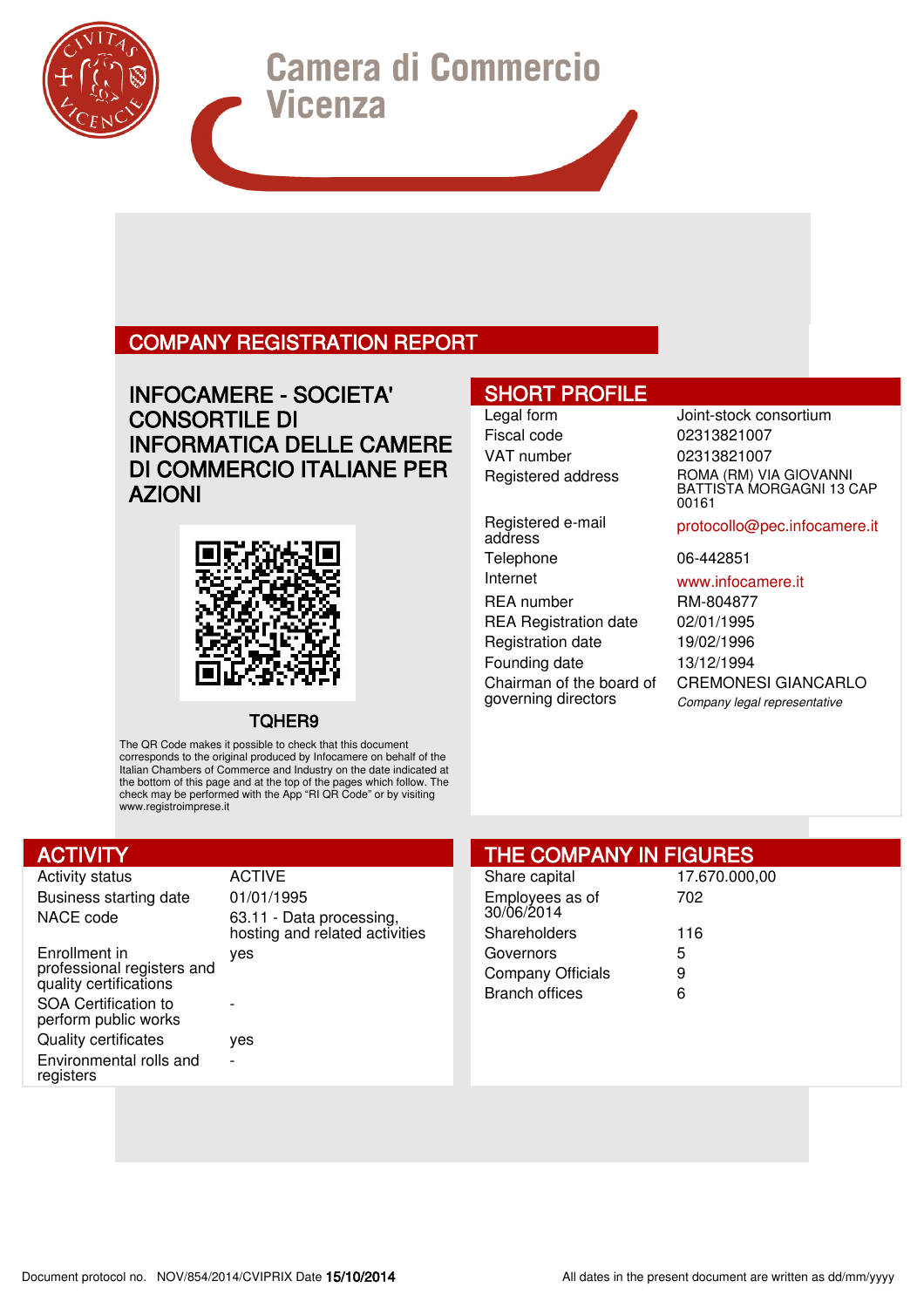Camera di Commercio
Vicenza

# COMPANY REGISTRATION REPORT

## INFOCAMERE - SOCIETA' CONSORTILE DI INFORMATICA DELLE CAMERE DI COMMERCIO ITALIANE PER AZIONI

TQHER9

The QR Code makes it possible to check that this document corresponds to the original produced by Infocamere on behalf of the Italian Chambers of Commerce and Industry on the date indicated at the bottom of this page and at the top of the pages which follow. The check may be performed with the App "RI QR Code" or by visiting www.registroimprese.it

## SHORT PROFILE

| | |
|---|---|
| Legal form | Joint-stock consortium |
| Fiscal code | 02313821007 |
| VAT number | 02313821007 |
| Registered address | ROMA (RM) VIA GIOVANNI BATTISTA MORGAGNI 13 CAP 00161 |
| Registered e-mail address | protocollo@pec.infocamere.it |
| Telephone | 06-442851 |
| Internet | www.infocamere.it |
| REA number | RM-804877 |
| REA Registration date | 02/01/1995 |
| Registration date | 19/02/1996 |
| Founding date | 13/12/1994 |
| Chairman of the board of governing directors | CREMONESI GIANCARLO *Company legal representative* |

## ACTIVITY

| | |
|---|---|
| Activity status | ACTIVE |
| Business starting date | 01/01/1995 |
| NACE code | 63.11 - Data processing, hosting and related activities |
| Enrollment in professional registers and quality certifications | yes |
| SOA Certification to perform public works | - |
| Quality certificates | yes |
| Environmental rolls and registers | - |

## THE COMPANY IN FIGURES

| | |
|---|---|
| Share capital | 17.670.000,00 |
| Employees as of 30/06/2014 | 702 |
| Shareholders | 116 |
| Governors | 5 |
| Company Officials | 9 |
| Branch offices | 6 |

Document protocol no. NOV/854/2014/CVIPRIX Date **15/10/2014**

All dates in the present document are written as dd/mm/yyyy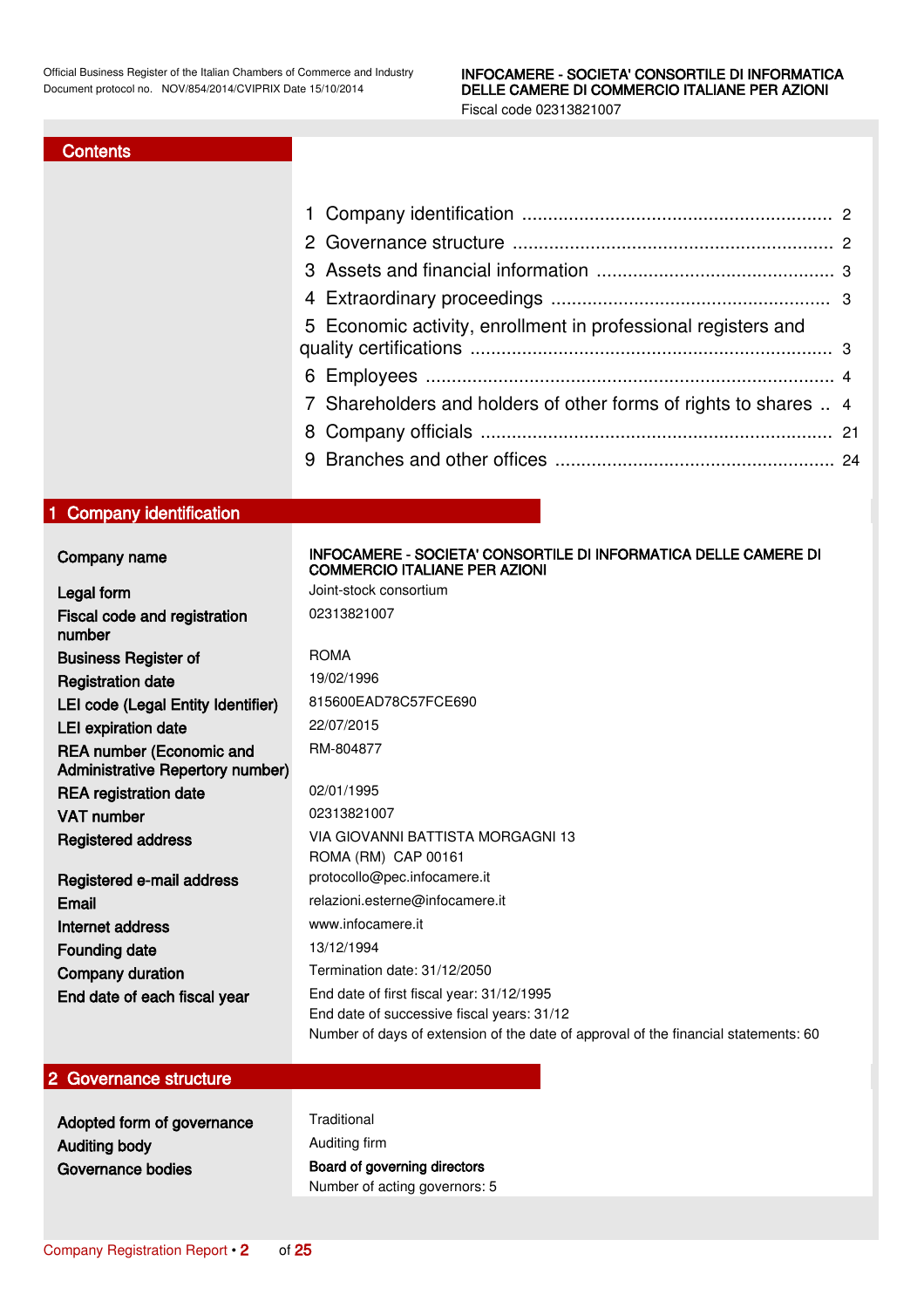## Contents

1 Company identification ............................................................ 2
2 Governance structure .............................................................. 2
3 Assets and financial information .............................................. 3
4 Extraordinary proceedings ...................................................... 3
5 Economic activity, enrollment in professional registers and quality certifications ...................................................................... 3
6 Employees .............................................................................. 4
7 Shareholders and holders of other forms of rights to shares .. 4
8 Company officials .................................................................... 21
9 Branches and other offices ...................................................... 24

## 1 Company identification

| | |
|---|---|
| **Company name** | **INFOCAMERE - SOCIETA' CONSORTILE DI INFORMATICA DELLE CAMERE DI COMMERCIO ITALIANE PER AZIONI** |
| **Legal form** | Joint-stock consortium |
| **Fiscal code and registration number** | 02313821007 |
| **Business Register of** | ROMA |
| **Registration date** | 19/02/1996 |
| **LEI code (Legal Entity Identifier)** | 815600EAD78C57FCE690 |
| **LEI expiration date** | 22/07/2015 |
| **REA number (Economic and Administrative Repertory number)** | RM-804877 |
| **REA registration date** | 02/01/1995 |
| **VAT number** | 02313821007 |
| **Registered address** | VIA GIOVANNI BATTISTA MORGAGNI 13 ROMA (RM) CAP 00161 |
| **Registered e-mail address** | protocollo@pec.infocamere.it |
| **Email** | relazioni.esterne@infocamere.it |
| **Internet address** | www.infocamere.it |
| **Founding date** | 13/12/1994 |
| **Company duration** | Termination date: 31/12/2050 |
| **End date of each fiscal year** | End date of first fiscal year: 31/12/1995<br>End date of successive fiscal years: 31/12<br>Number of days of extension of the date of approval of the financial statements: 60 |

## 2 Governance structure

| | |
|---|---|
| **Adopted form of governance** | Traditional |
| **Auditing body** | Auditing firm |
| **Governance bodies** | **Board of governing directors**<br>Number of acting governors: 5 |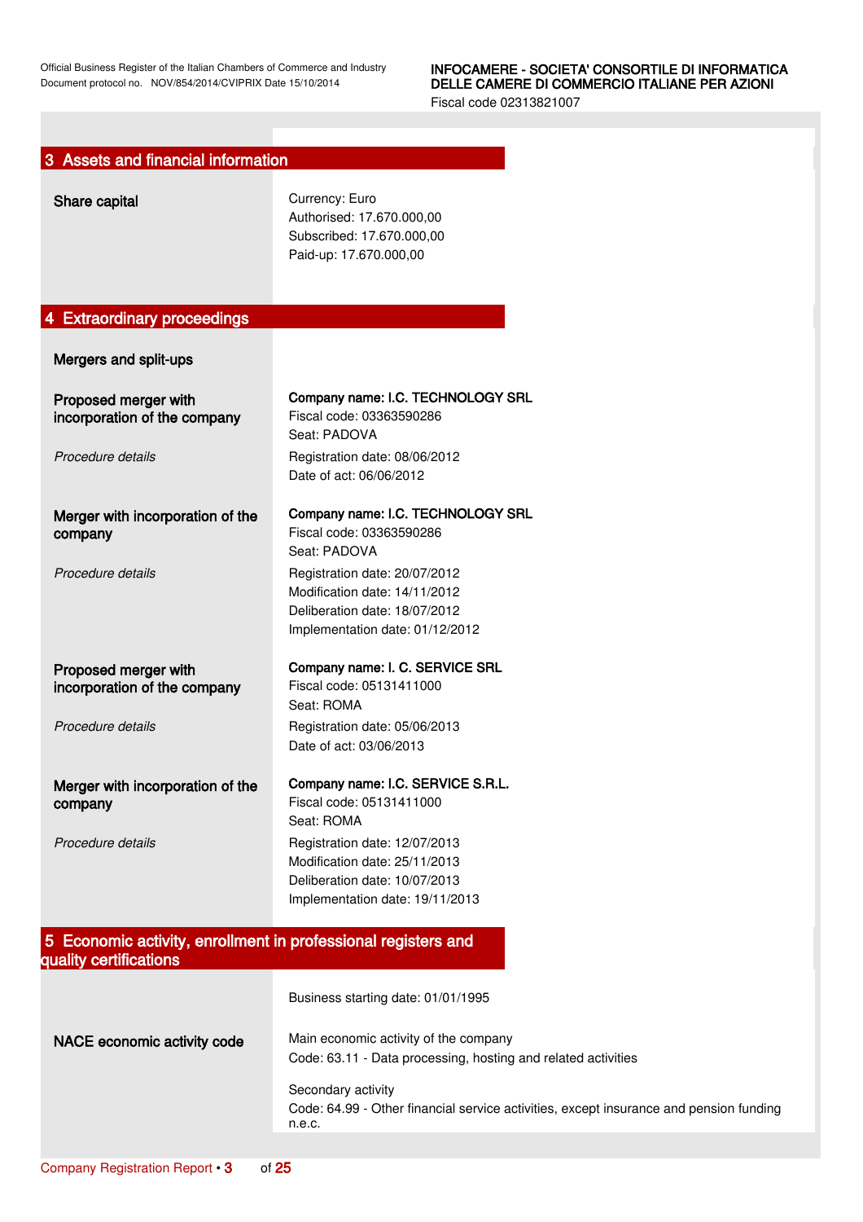## 3 Assets and financial information

**Share capital**

Currency: Euro
Authorised: 17.670.000,00
Subscribed: 17.670.000,00
Paid-up: 17.670.000,00

## 4 Extraordinary proceedings

**Mergers and split-ups**

**Proposed merger with incorporation of the company**

**Company name: I.C. TECHNOLOGY SRL**
Fiscal code: 03363590286
Seat: PADOVA

*Procedure details*

Registration date: 08/06/2012
Date of act: 06/06/2012

**Merger with incorporation of the company**

**Company name: I.C. TECHNOLOGY SRL**
Fiscal code: 03363590286
Seat: PADOVA

*Procedure details*

Registration date: 20/07/2012
Modification date: 14/11/2012
Deliberation date: 18/07/2012
Implementation date: 01/12/2012

**Proposed merger with incorporation of the company**

**Company name: I. C. SERVICE SRL**
Fiscal code: 05131411000
Seat: ROMA

*Procedure details*

Registration date: 05/06/2013
Date of act: 03/06/2013

**Merger with incorporation of the company**

**Company name: I.C. SERVICE S.R.L.**
Fiscal code: 05131411000
Seat: ROMA

*Procedure details*

Registration date: 12/07/2013
Modification date: 25/11/2013
Deliberation date: 10/07/2013
Implementation date: 19/11/2013

## 5 Economic activity, enrollment in professional registers and quality certifications

Business starting date: 01/01/1995

**NACE economic activity code**

Main economic activity of the company
Code: 63.11 - Data processing, hosting and related activities

Secondary activity
Code: 64.99 - Other financial service activities, except insurance and pension funding n.e.c.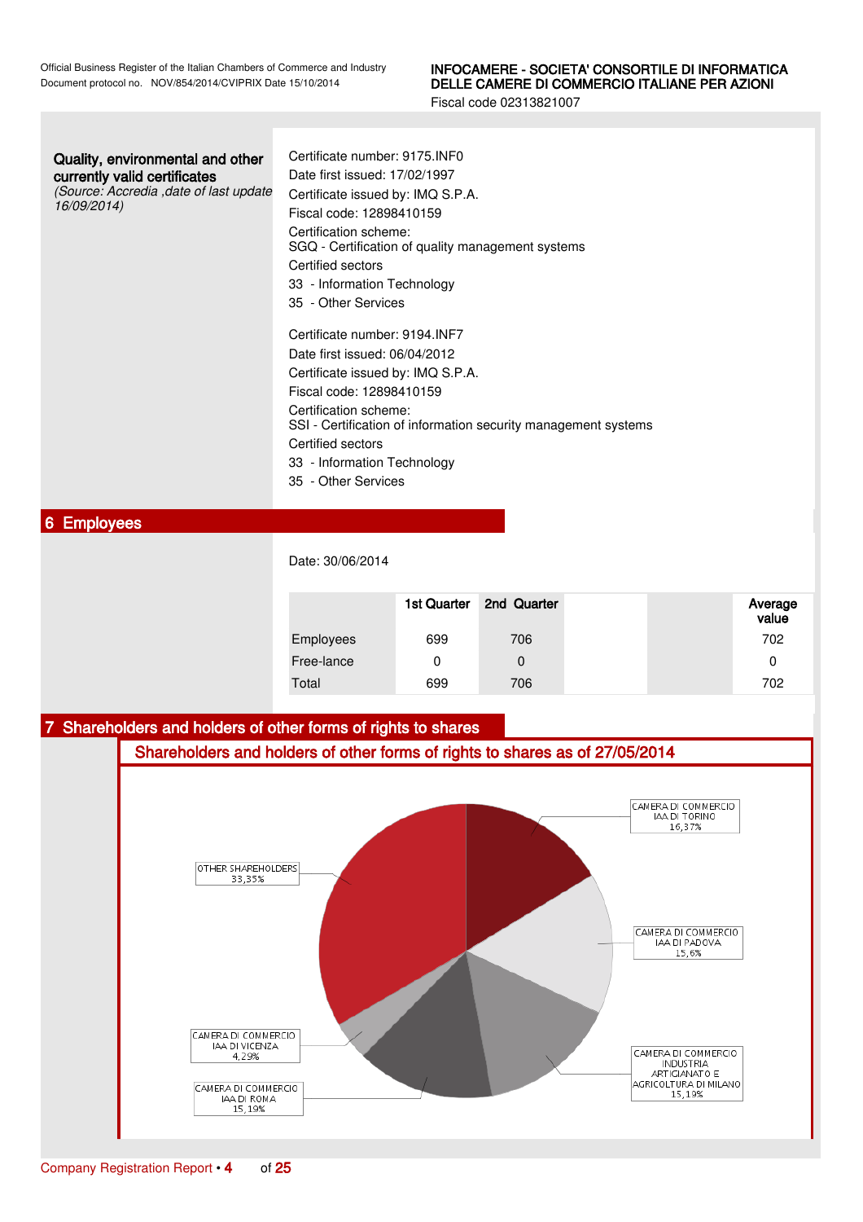**Quality, environmental and other currently valid certificates**
*(Source: Accredia ,date of last update 16/09/2014)*

Certificate number: 9175.INF0
Date first issued: 17/02/1997
Certificate issued by: IMQ S.P.A.
Fiscal code: 12898410159
Certification scheme:
SGQ - Certification of quality management systems
Certified sectors
33 - Information Technology
35 - Other Services

Certificate number: 9194.INF7
Date first issued: 06/04/2012
Certificate issued by: IMQ S.P.A.
Fiscal code: 12898410159
Certification scheme:
SSI - Certification of information security management systems
Certified sectors
33 - Information Technology
35 - Other Services

## 6 Employees

Date: 30/06/2014

| | 1st Quarter | 2nd Quarter | | | Average value |
|---|---|---|---|---|---|
| Employees | 699 | 706 | | | 702 |
| Free-lance | 0 | 0 | | | 0 |
| Total | 699 | 706 | | | 702 |

## 7 Shareholders and holders of other forms of rights to shares

### Shareholders and holders of other forms of rights to shares as of 27/05/2014

- CAMERA DI COMMERCIO IAA DI TORINO 16,37%
- CAMERA DI COMMERCIO IAA DI PADOVA 15,6%
- CAMERA DI COMMERCIO INDUSTRIA ARTIGIANATO E AGRICOLTURA DI MILANO 15,19%
- CAMERA DI COMMERCIO IAA DI ROMA 15,19%
- CAMERA DI COMMERCIO IAA DI VICENZA 4,29%
- OTHER SHAREHOLDERS 33,35%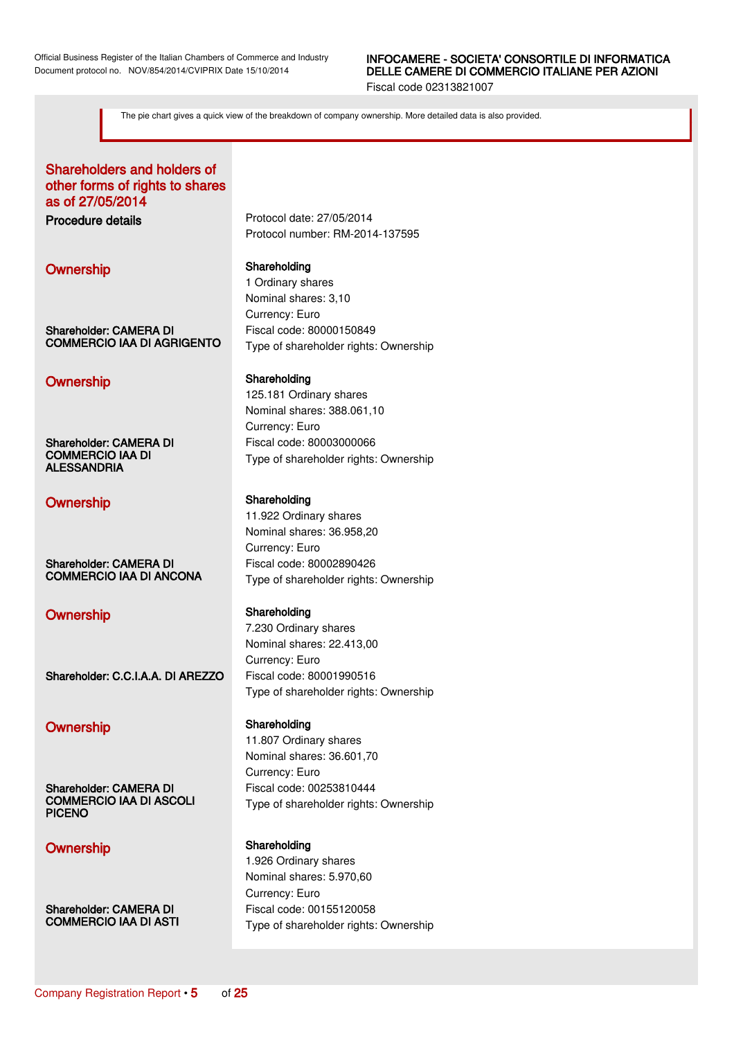The pie chart gives a quick view of the breakdown of company ownership. More detailed data is also provided.

## Shareholders and holders of other forms of rights to shares as of 27/05/2014

**Procedure details**

Protocol date: 27/05/2014
Protocol number: RM-2014-137595

### Ownership

**Shareholder: CAMERA DI COMMERCIO IAA DI AGRIGENTO**

**Shareholding**
1 Ordinary shares
Nominal shares: 3,10
Currency: Euro
Fiscal code: 80000150849
Type of shareholder rights: Ownership

### Ownership

**Shareholder: CAMERA DI COMMERCIO IAA DI ALESSANDRIA**

**Shareholding**
125.181 Ordinary shares
Nominal shares: 388.061,10
Currency: Euro
Fiscal code: 80003000066
Type of shareholder rights: Ownership

### Ownership

**Shareholder: CAMERA DI COMMERCIO IAA DI ANCONA**

**Shareholding**
11.922 Ordinary shares
Nominal shares: 36.958,20
Currency: Euro
Fiscal code: 80002890426
Type of shareholder rights: Ownership

### Ownership

**Shareholder: C.C.I.A.A. DI AREZZO**

**Shareholding**
7.230 Ordinary shares
Nominal shares: 22.413,00
Currency: Euro
Fiscal code: 80001990516
Type of shareholder rights: Ownership

### Ownership

**Shareholder: CAMERA DI COMMERCIO IAA DI ASCOLI PICENO**

**Shareholding**
11.807 Ordinary shares
Nominal shares: 36.601,70
Currency: Euro
Fiscal code: 00253810444
Type of shareholder rights: Ownership

### Ownership

**Shareholder: CAMERA DI COMMERCIO IAA DI ASTI**

**Shareholding**
1.926 Ordinary shares
Nominal shares: 5.970,60
Currency: Euro
Fiscal code: 00155120058
Type of shareholder rights: Ownership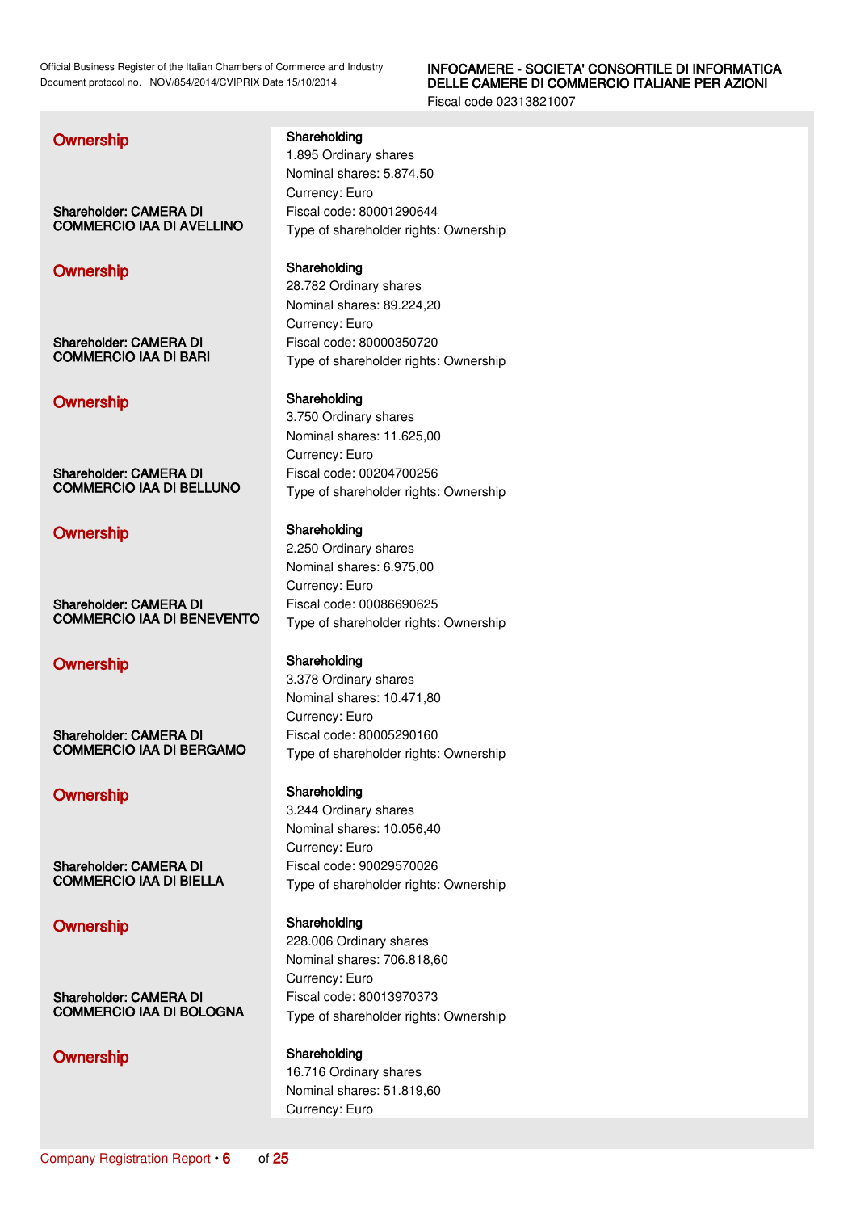### Ownership

**Shareholder: CAMERA DI COMMERCIO IAA DI AVELLINO**

**Shareholding**
1.895 Ordinary shares
Nominal shares: 5.874,50
Currency: Euro
Fiscal code: 80001290644
Type of shareholder rights: Ownership

### Ownership

**Shareholder: CAMERA DI COMMERCIO IAA DI BARI**

**Shareholding**
28.782 Ordinary shares
Nominal shares: 89.224,20
Currency: Euro
Fiscal code: 80000350720
Type of shareholder rights: Ownership

### Ownership

**Shareholder: CAMERA DI COMMERCIO IAA DI BELLUNO**

**Shareholding**
3.750 Ordinary shares
Nominal shares: 11.625,00
Currency: Euro
Fiscal code: 00204700256
Type of shareholder rights: Ownership

### Ownership

**Shareholder: CAMERA DI COMMERCIO IAA DI BENEVENTO**

**Shareholding**
2.250 Ordinary shares
Nominal shares: 6.975,00
Currency: Euro
Fiscal code: 00086690625
Type of shareholder rights: Ownership

### Ownership

**Shareholder: CAMERA DI COMMERCIO IAA DI BERGAMO**

**Shareholding**
3.378 Ordinary shares
Nominal shares: 10.471,80
Currency: Euro
Fiscal code: 80005290160
Type of shareholder rights: Ownership

### Ownership

**Shareholder: CAMERA DI COMMERCIO IAA DI BIELLA**

**Shareholding**
3.244 Ordinary shares
Nominal shares: 10.056,40
Currency: Euro
Fiscal code: 90029570026
Type of shareholder rights: Ownership

### Ownership

**Shareholder: CAMERA DI COMMERCIO IAA DI BOLOGNA**

**Shareholding**
228.006 Ordinary shares
Nominal shares: 706.818,60
Currency: Euro
Fiscal code: 80013970373
Type of shareholder rights: Ownership

### Ownership

**Shareholding**
16.716 Ordinary shares
Nominal shares: 51.819,60
Currency: Euro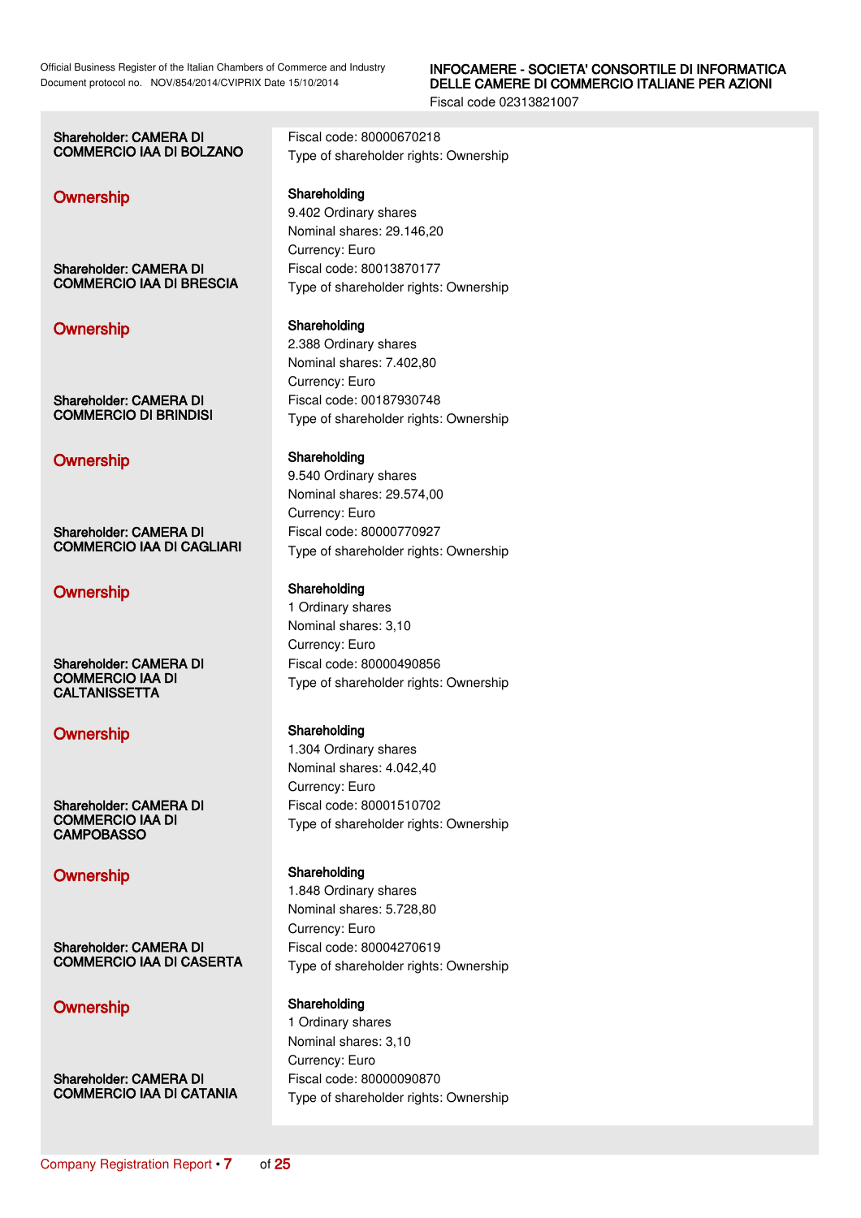**Shareholder: CAMERA DI COMMERCIO IAA DI BOLZANO**

Fiscal code: 80000670218
Type of shareholder rights: Ownership

## Ownership

**Shareholding**
9.402 Ordinary shares
Nominal shares: 29.146,20
Currency: Euro

**Shareholder: CAMERA DI COMMERCIO IAA DI BRESCIA**

Fiscal code: 80013870177
Type of shareholder rights: Ownership

## Ownership

**Shareholding**
2.388 Ordinary shares
Nominal shares: 7.402,80
Currency: Euro

**Shareholder: CAMERA DI COMMERCIO DI BRINDISI**

Fiscal code: 00187930748
Type of shareholder rights: Ownership

## Ownership

**Shareholding**
9.540 Ordinary shares
Nominal shares: 29.574,00
Currency: Euro

**Shareholder: CAMERA DI COMMERCIO IAA DI CAGLIARI**

Fiscal code: 80000770927
Type of shareholder rights: Ownership

## Ownership

**Shareholding**
1 Ordinary shares
Nominal shares: 3,10
Currency: Euro

**Shareholder: CAMERA DI COMMERCIO IAA DI CALTANISSETTA**

Fiscal code: 80000490856
Type of shareholder rights: Ownership

## Ownership

**Shareholding**
1.304 Ordinary shares
Nominal shares: 4.042,40
Currency: Euro

**Shareholder: CAMERA DI COMMERCIO IAA DI CAMPOBASSO**

Fiscal code: 80001510702
Type of shareholder rights: Ownership

## Ownership

**Shareholding**
1.848 Ordinary shares
Nominal shares: 5.728,80
Currency: Euro

**Shareholder: CAMERA DI COMMERCIO IAA DI CASERTA**

Fiscal code: 80004270619
Type of shareholder rights: Ownership

## Ownership

**Shareholding**
1 Ordinary shares
Nominal shares: 3,10
Currency: Euro

**Shareholder: CAMERA DI COMMERCIO IAA DI CATANIA**

Fiscal code: 80000090870
Type of shareholder rights: Ownership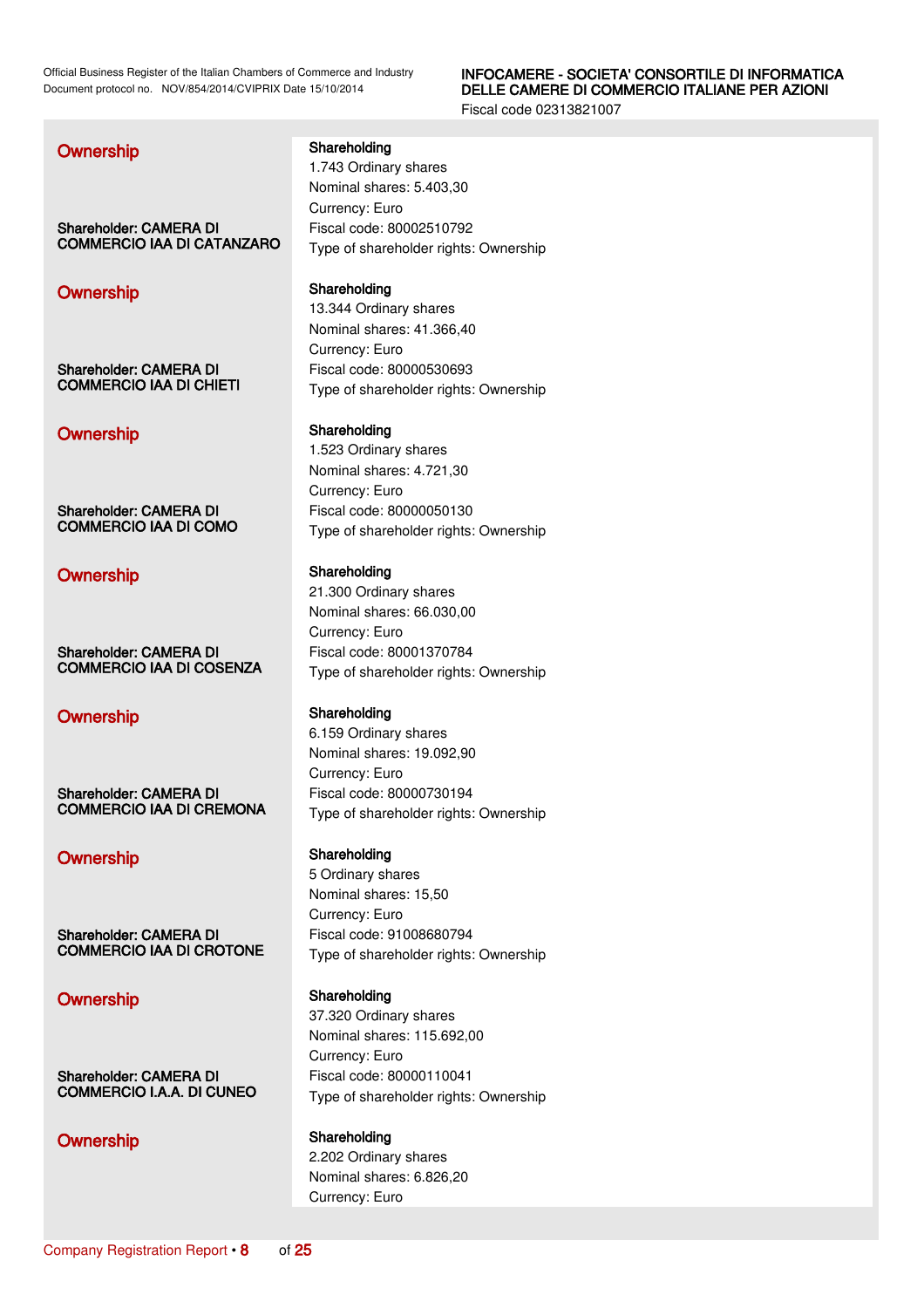### Ownership

**Shareholder: CAMERA DI COMMERCIO IAA DI CATANZARO**

**Shareholding**
1.743 Ordinary shares
Nominal shares: 5.403,30
Currency: Euro
Fiscal code: 80002510792
Type of shareholder rights: Ownership

### Ownership

**Shareholder: CAMERA DI COMMERCIO IAA DI CHIETI**

**Shareholding**
13.344 Ordinary shares
Nominal shares: 41.366,40
Currency: Euro
Fiscal code: 80000530693
Type of shareholder rights: Ownership

### Ownership

**Shareholder: CAMERA DI COMMERCIO IAA DI COMO**

**Shareholding**
1.523 Ordinary shares
Nominal shares: 4.721,30
Currency: Euro
Fiscal code: 80000050130
Type of shareholder rights: Ownership

### Ownership

**Shareholder: CAMERA DI COMMERCIO IAA DI COSENZA**

**Shareholding**
21.300 Ordinary shares
Nominal shares: 66.030,00
Currency: Euro
Fiscal code: 80001370784
Type of shareholder rights: Ownership

### Ownership

**Shareholder: CAMERA DI COMMERCIO IAA DI CREMONA**

**Shareholding**
6.159 Ordinary shares
Nominal shares: 19.092,90
Currency: Euro
Fiscal code: 80000730194
Type of shareholder rights: Ownership

### Ownership

**Shareholder: CAMERA DI COMMERCIO IAA DI CROTONE**

**Shareholding**
5 Ordinary shares
Nominal shares: 15,50
Currency: Euro
Fiscal code: 91008680794
Type of shareholder rights: Ownership

### Ownership

**Shareholder: CAMERA DI COMMERCIO I.A.A. DI CUNEO**

**Shareholding**
37.320 Ordinary shares
Nominal shares: 115.692,00
Currency: Euro
Fiscal code: 80000110041
Type of shareholder rights: Ownership

### Ownership

**Shareholding**
2.202 Ordinary shares
Nominal shares: 6.826,20
Currency: Euro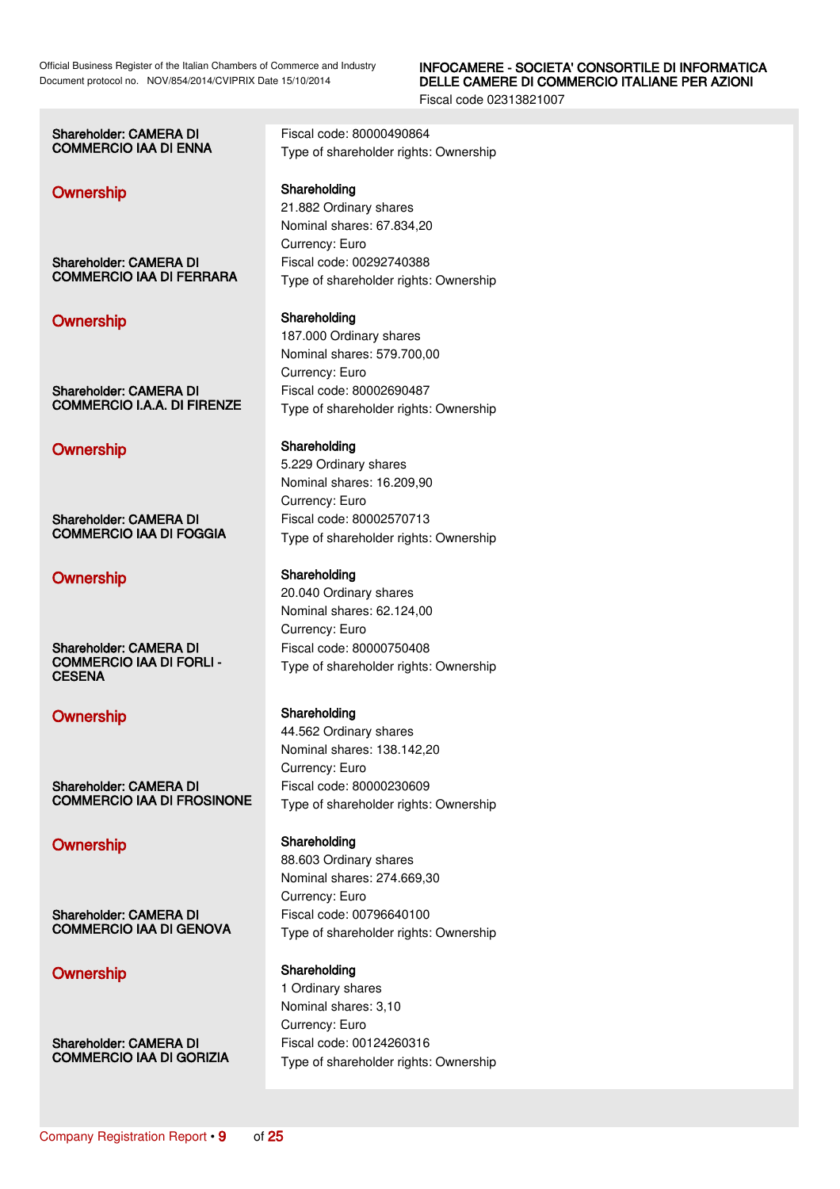Shareholder: CAMERA DI COMMERCIO IAA DI ENNA

Fiscal code: 80000490864
Type of shareholder rights: Ownership

## Ownership

**Shareholding**
21.882 Ordinary shares
Nominal shares: 67.834,20
Currency: Euro

Shareholder: CAMERA DI COMMERCIO IAA DI FERRARA

Fiscal code: 00292740388
Type of shareholder rights: Ownership

## Ownership

**Shareholding**
187.000 Ordinary shares
Nominal shares: 579.700,00
Currency: Euro

Shareholder: CAMERA DI COMMERCIO I.A.A. DI FIRENZE

Fiscal code: 80002690487
Type of shareholder rights: Ownership

## Ownership

**Shareholding**
5.229 Ordinary shares
Nominal shares: 16.209,90
Currency: Euro

Shareholder: CAMERA DI COMMERCIO IAA DI FOGGIA

Fiscal code: 80002570713
Type of shareholder rights: Ownership

## Ownership

**Shareholding**
20.040 Ordinary shares
Nominal shares: 62.124,00
Currency: Euro

Shareholder: CAMERA DI COMMERCIO IAA DI FORLI - CESENA

Fiscal code: 80000750408
Type of shareholder rights: Ownership

## Ownership

**Shareholding**
44.562 Ordinary shares
Nominal shares: 138.142,20
Currency: Euro

Shareholder: CAMERA DI COMMERCIO IAA DI FROSINONE

Fiscal code: 80000230609
Type of shareholder rights: Ownership

## Ownership

**Shareholding**
88.603 Ordinary shares
Nominal shares: 274.669,30
Currency: Euro

Shareholder: CAMERA DI COMMERCIO IAA DI GENOVA

Fiscal code: 00796640100
Type of shareholder rights: Ownership

## Ownership

**Shareholding**
1 Ordinary shares
Nominal shares: 3,10
Currency: Euro

Shareholder: CAMERA DI COMMERCIO IAA DI GORIZIA

Fiscal code: 00124260316
Type of shareholder rights: Ownership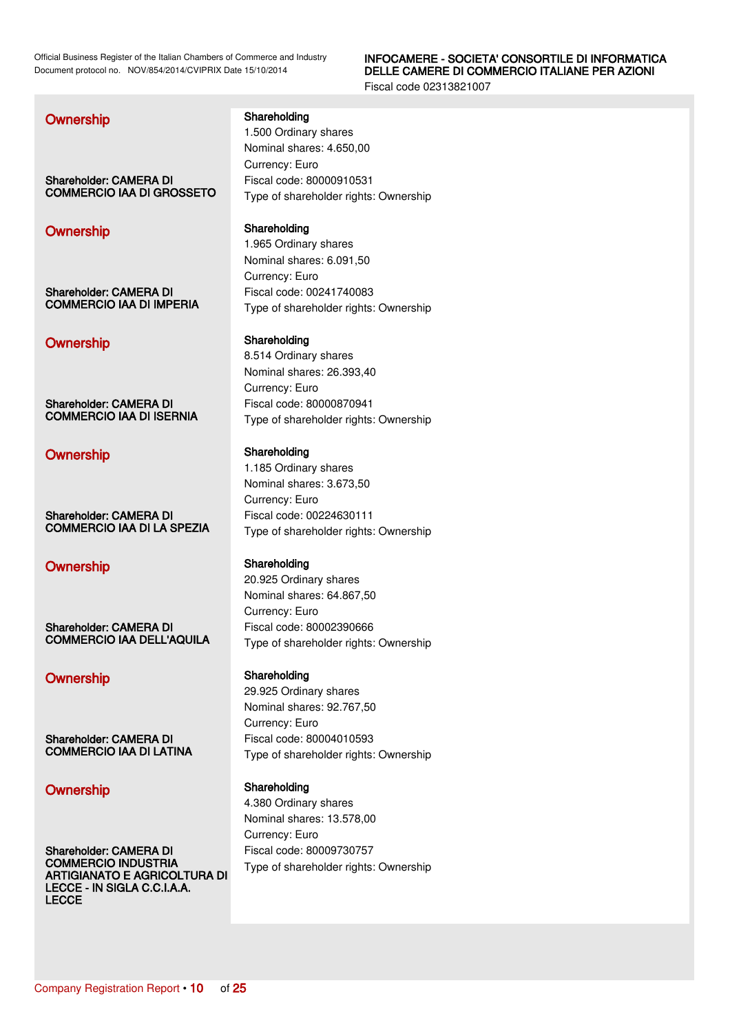## Ownership

**Shareholder: CAMERA DI COMMERCIO IAA DI GROSSETO**

**Shareholding**
1.500 Ordinary shares
Nominal shares: 4.650,00
Currency: Euro
Fiscal code: 80000910531
Type of shareholder rights: Ownership

## Ownership

**Shareholder: CAMERA DI COMMERCIO IAA DI IMPERIA**

**Shareholding**
1.965 Ordinary shares
Nominal shares: 6.091,50
Currency: Euro
Fiscal code: 00241740083
Type of shareholder rights: Ownership

## Ownership

**Shareholder: CAMERA DI COMMERCIO IAA DI ISERNIA**

**Shareholding**
8.514 Ordinary shares
Nominal shares: 26.393,40
Currency: Euro
Fiscal code: 80000870941
Type of shareholder rights: Ownership

## Ownership

**Shareholder: CAMERA DI COMMERCIO IAA DI LA SPEZIA**

**Shareholding**
1.185 Ordinary shares
Nominal shares: 3.673,50
Currency: Euro
Fiscal code: 00224630111
Type of shareholder rights: Ownership

## Ownership

**Shareholder: CAMERA DI COMMERCIO IAA DELL'AQUILA**

**Shareholding**
20.925 Ordinary shares
Nominal shares: 64.867,50
Currency: Euro
Fiscal code: 80002390666
Type of shareholder rights: Ownership

## Ownership

**Shareholder: CAMERA DI COMMERCIO IAA DI LATINA**

**Shareholding**
29.925 Ordinary shares
Nominal shares: 92.767,50
Currency: Euro
Fiscal code: 80004010593
Type of shareholder rights: Ownership

## Ownership

**Shareholder: CAMERA DI COMMERCIO INDUSTRIA ARTIGIANATO E AGRICOLTURA DI LECCE - IN SIGLA C.C.I.A.A. LECCE**

**Shareholding**
4.380 Ordinary shares
Nominal shares: 13.578,00
Currency: Euro
Fiscal code: 80009730757
Type of shareholder rights: Ownership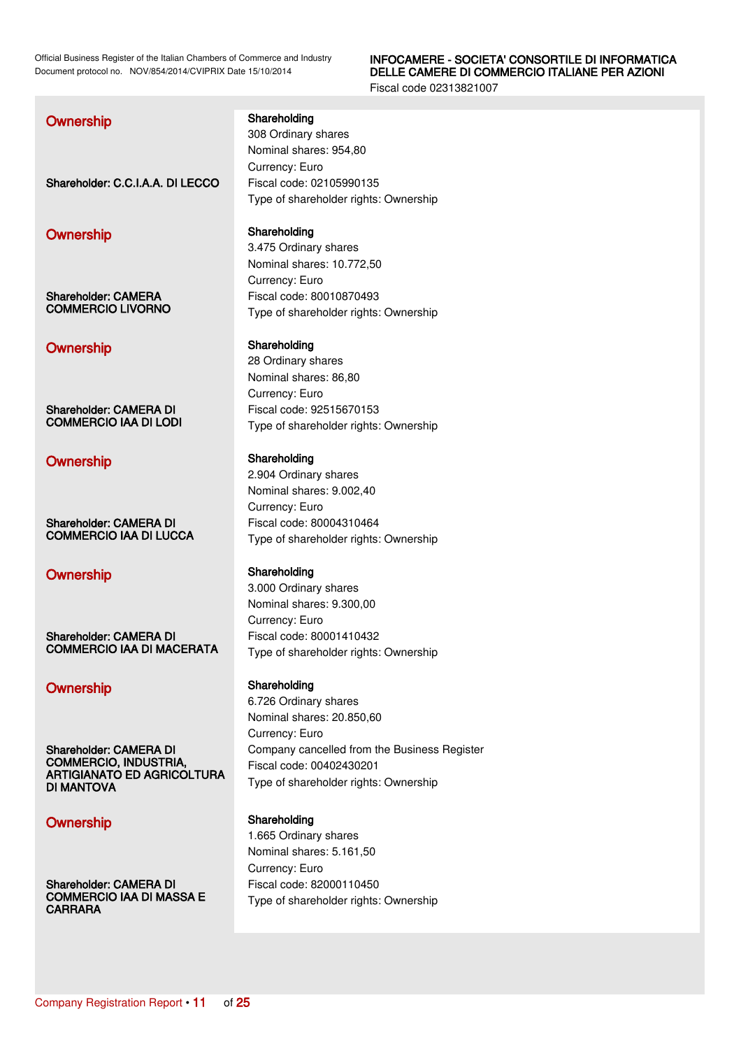## Ownership

**Shareholder: C.C.I.A.A. DI LECCO**

**Shareholding**
308 Ordinary shares
Nominal shares: 954,80
Currency: Euro
Fiscal code: 02105990135
Type of shareholder rights: Ownership

## Ownership

**Shareholder: CAMERA COMMERCIO LIVORNO**

**Shareholding**
3.475 Ordinary shares
Nominal shares: 10.772,50
Currency: Euro
Fiscal code: 80010870493
Type of shareholder rights: Ownership

## Ownership

**Shareholder: CAMERA DI COMMERCIO IAA DI LODI**

**Shareholding**
28 Ordinary shares
Nominal shares: 86,80
Currency: Euro
Fiscal code: 92515670153
Type of shareholder rights: Ownership

## Ownership

**Shareholder: CAMERA DI COMMERCIO IAA DI LUCCA**

**Shareholding**
2.904 Ordinary shares
Nominal shares: 9.002,40
Currency: Euro
Fiscal code: 80004310464
Type of shareholder rights: Ownership

## Ownership

**Shareholder: CAMERA DI COMMERCIO IAA DI MACERATA**

**Shareholding**
3.000 Ordinary shares
Nominal shares: 9.300,00
Currency: Euro
Fiscal code: 80001410432
Type of shareholder rights: Ownership

## Ownership

**Shareholder: CAMERA DI COMMERCIO, INDUSTRIA, ARTIGIANATO ED AGRICOLTURA DI MANTOVA**

**Shareholding**
6.726 Ordinary shares
Nominal shares: 20.850,60
Currency: Euro
Company cancelled from the Business Register
Fiscal code: 00402430201
Type of shareholder rights: Ownership

## Ownership

**Shareholder: CAMERA DI COMMERCIO IAA DI MASSA E CARRARA**

**Shareholding**
1.665 Ordinary shares
Nominal shares: 5.161,50
Currency: Euro
Fiscal code: 82000110450
Type of shareholder rights: Ownership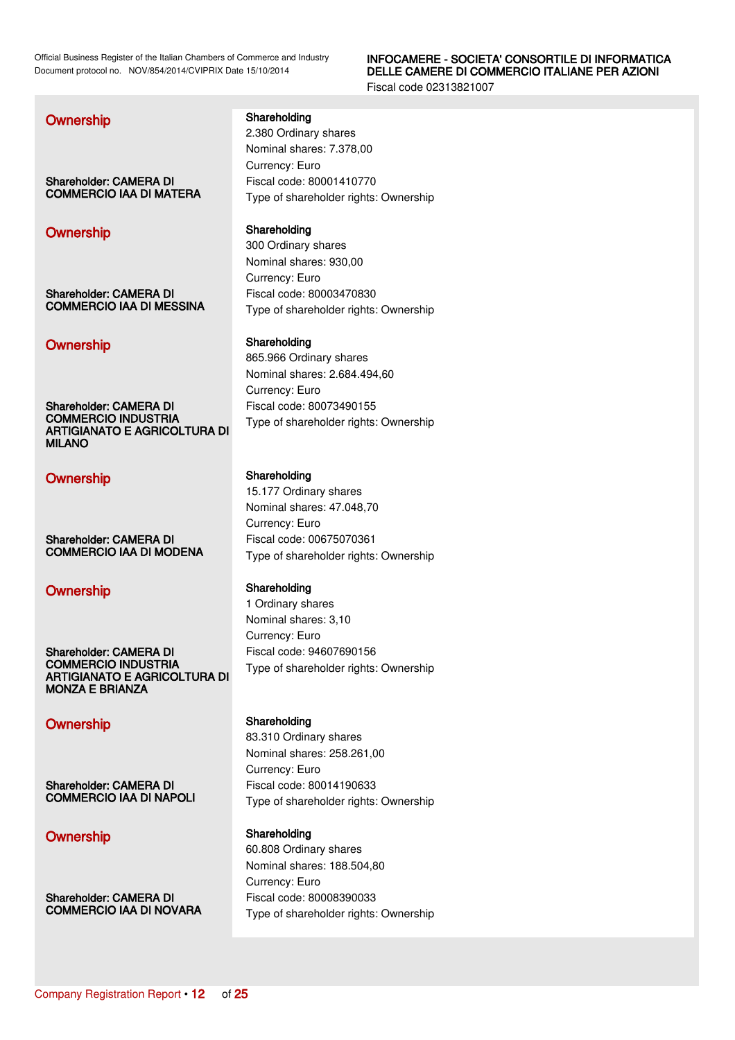### Ownership

**Shareholder: CAMERA DI COMMERCIO IAA DI MATERA**

**Shareholding**
2.380 Ordinary shares
Nominal shares: 7.378,00
Currency: Euro
Fiscal code: 80001410770
Type of shareholder rights: Ownership

### Ownership

**Shareholder: CAMERA DI COMMERCIO IAA DI MESSINA**

**Shareholding**
300 Ordinary shares
Nominal shares: 930,00
Currency: Euro
Fiscal code: 80003470830
Type of shareholder rights: Ownership

### Ownership

**Shareholder: CAMERA DI COMMERCIO INDUSTRIA ARTIGIANATO E AGRICOLTURA DI MILANO**

**Shareholding**
865.966 Ordinary shares
Nominal shares: 2.684.494,60
Currency: Euro
Fiscal code: 80073490155
Type of shareholder rights: Ownership

### Ownership

**Shareholder: CAMERA DI COMMERCIO IAA DI MODENA**

**Shareholding**
15.177 Ordinary shares
Nominal shares: 47.048,70
Currency: Euro
Fiscal code: 00675070361
Type of shareholder rights: Ownership

### Ownership

**Shareholder: CAMERA DI COMMERCIO INDUSTRIA ARTIGIANATO E AGRICOLTURA DI MONZA E BRIANZA**

**Shareholding**
1 Ordinary shares
Nominal shares: 3,10
Currency: Euro
Fiscal code: 94607690156
Type of shareholder rights: Ownership

### Ownership

**Shareholder: CAMERA DI COMMERCIO IAA DI NAPOLI**

**Shareholding**
83.310 Ordinary shares
Nominal shares: 258.261,00
Currency: Euro
Fiscal code: 80014190633
Type of shareholder rights: Ownership

### Ownership

**Shareholder: CAMERA DI COMMERCIO IAA DI NOVARA**

**Shareholding**
60.808 Ordinary shares
Nominal shares: 188.504,80
Currency: Euro
Fiscal code: 80008390033
Type of shareholder rights: Ownership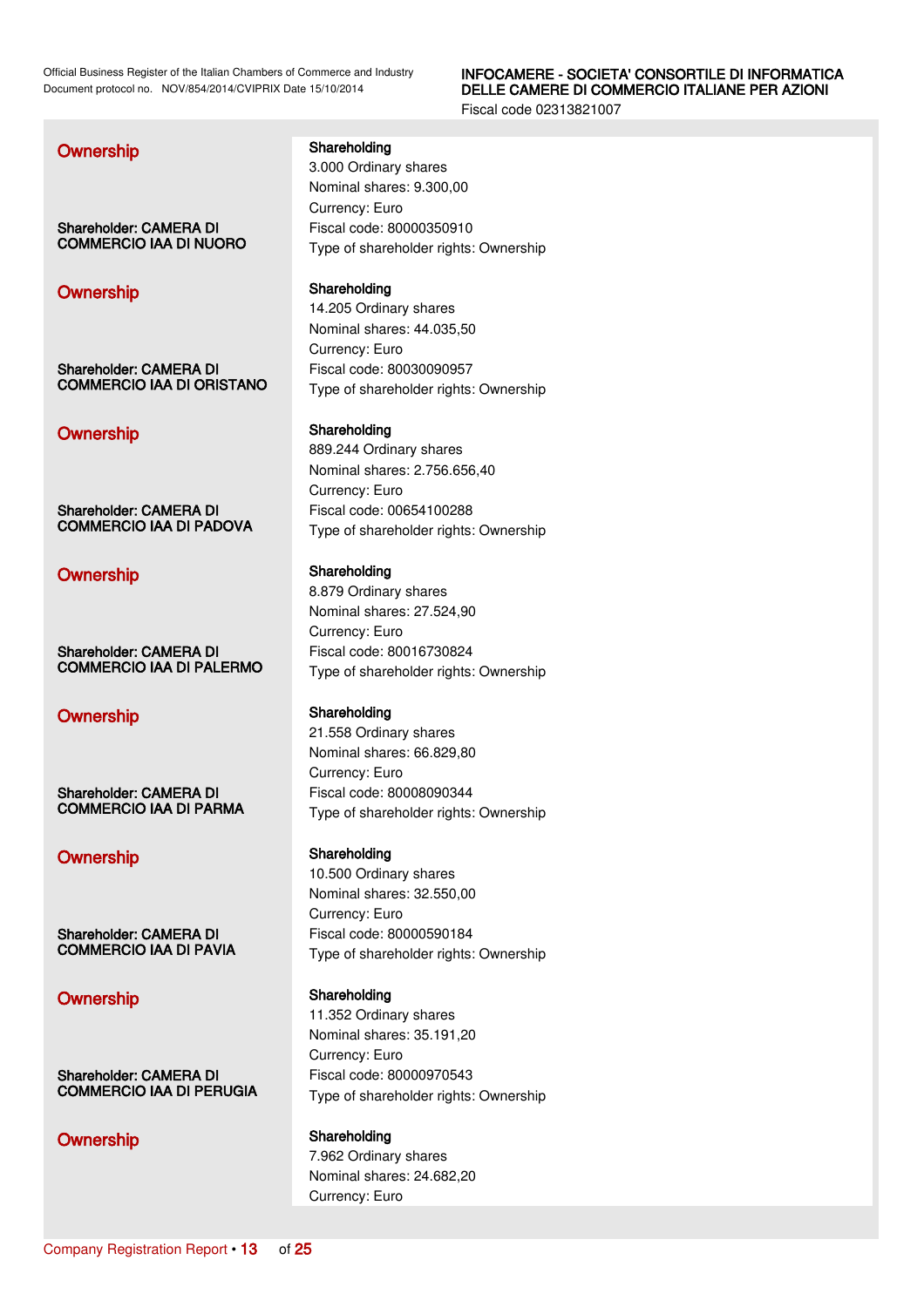### Ownership

**Shareholder: CAMERA DI COMMERCIO IAA DI NUORO**

**Shareholding**
3.000 Ordinary shares
Nominal shares: 9.300,00
Currency: Euro
Fiscal code: 80000350910
Type of shareholder rights: Ownership

### Ownership

**Shareholder: CAMERA DI COMMERCIO IAA DI ORISTANO**

**Shareholding**
14.205 Ordinary shares
Nominal shares: 44.035,50
Currency: Euro
Fiscal code: 80030090957
Type of shareholder rights: Ownership

### Ownership

**Shareholder: CAMERA DI COMMERCIO IAA DI PADOVA**

**Shareholding**
889.244 Ordinary shares
Nominal shares: 2.756.656,40
Currency: Euro
Fiscal code: 00654100288
Type of shareholder rights: Ownership

### Ownership

**Shareholder: CAMERA DI COMMERCIO IAA DI PALERMO**

**Shareholding**
8.879 Ordinary shares
Nominal shares: 27.524,90
Currency: Euro
Fiscal code: 80016730824
Type of shareholder rights: Ownership

### Ownership

**Shareholder: CAMERA DI COMMERCIO IAA DI PARMA**

**Shareholding**
21.558 Ordinary shares
Nominal shares: 66.829,80
Currency: Euro
Fiscal code: 80008090344
Type of shareholder rights: Ownership

### Ownership

**Shareholder: CAMERA DI COMMERCIO IAA DI PAVIA**

**Shareholding**
10.500 Ordinary shares
Nominal shares: 32.550,00
Currency: Euro
Fiscal code: 80000590184
Type of shareholder rights: Ownership

### Ownership

**Shareholder: CAMERA DI COMMERCIO IAA DI PERUGIA**

**Shareholding**
11.352 Ordinary shares
Nominal shares: 35.191,20
Currency: Euro
Fiscal code: 80000970543
Type of shareholder rights: Ownership

### Ownership

**Shareholding**
7.962 Ordinary shares
Nominal shares: 24.682,20
Currency: Euro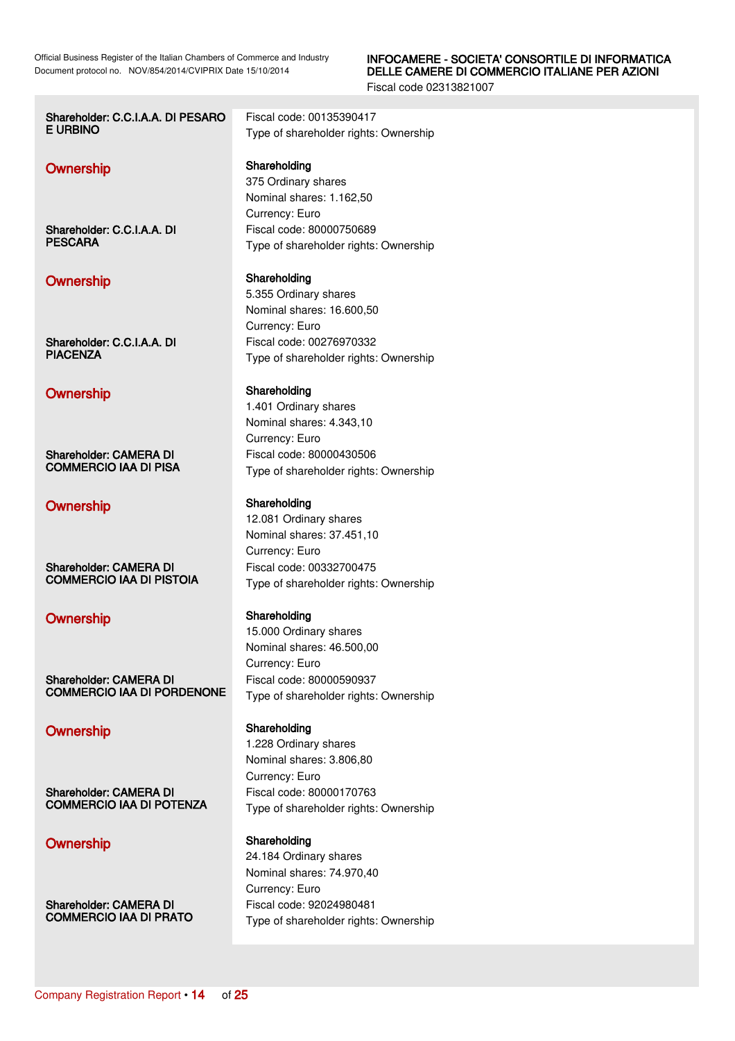**Shareholder: C.C.I.A.A. DI PESARO E URBINO**

Fiscal code: 00135390417
Type of shareholder rights: Ownership

**Ownership**

**Shareholding**
375 Ordinary shares
Nominal shares: 1.162,50
Currency: Euro

**Shareholder: C.C.I.A.A. DI PESCARA**

Fiscal code: 80000750689
Type of shareholder rights: Ownership

**Ownership**

**Shareholding**
5.355 Ordinary shares
Nominal shares: 16.600,50
Currency: Euro

**Shareholder: C.C.I.A.A. DI PIACENZA**

Fiscal code: 00276970332
Type of shareholder rights: Ownership

**Ownership**

**Shareholding**
1.401 Ordinary shares
Nominal shares: 4.343,10
Currency: Euro

**Shareholder: CAMERA DI COMMERCIO IAA DI PISA**

Fiscal code: 80000430506
Type of shareholder rights: Ownership

**Ownership**

**Shareholding**
12.081 Ordinary shares
Nominal shares: 37.451,10
Currency: Euro

**Shareholder: CAMERA DI COMMERCIO IAA DI PISTOIA**

Fiscal code: 00332700475
Type of shareholder rights: Ownership

**Ownership**

**Shareholding**
15.000 Ordinary shares
Nominal shares: 46.500,00
Currency: Euro

**Shareholder: CAMERA DI COMMERCIO IAA DI PORDENONE**

Fiscal code: 80000590937
Type of shareholder rights: Ownership

**Ownership**

**Shareholding**
1.228 Ordinary shares
Nominal shares: 3.806,80
Currency: Euro

**Shareholder: CAMERA DI COMMERCIO IAA DI POTENZA**

Fiscal code: 80000170763
Type of shareholder rights: Ownership

**Ownership**

**Shareholding**
24.184 Ordinary shares
Nominal shares: 74.970,40
Currency: Euro

**Shareholder: CAMERA DI COMMERCIO IAA DI PRATO**

Fiscal code: 92024980481
Type of shareholder rights: Ownership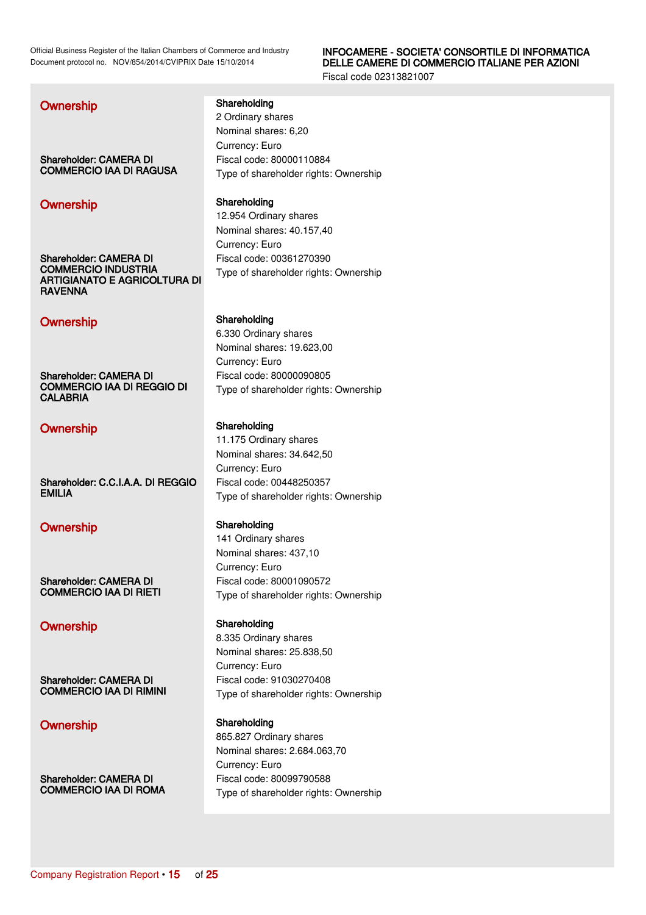### Ownership

**Shareholder: CAMERA DI COMMERCIO IAA DI RAGUSA**

**Shareholding**
2 Ordinary shares
Nominal shares: 6,20
Currency: Euro
Fiscal code: 80000110884
Type of shareholder rights: Ownership

### Ownership

**Shareholder: CAMERA DI COMMERCIO INDUSTRIA ARTIGIANATO E AGRICOLTURA DI RAVENNA**

**Shareholding**
12.954 Ordinary shares
Nominal shares: 40.157,40
Currency: Euro
Fiscal code: 00361270390
Type of shareholder rights: Ownership

### Ownership

**Shareholder: CAMERA DI COMMERCIO IAA DI REGGIO DI CALABRIA**

**Shareholding**
6.330 Ordinary shares
Nominal shares: 19.623,00
Currency: Euro
Fiscal code: 80000090805
Type of shareholder rights: Ownership

### Ownership

**Shareholder: C.C.I.A.A. DI REGGIO EMILIA**

**Shareholding**
11.175 Ordinary shares
Nominal shares: 34.642,50
Currency: Euro
Fiscal code: 00448250357
Type of shareholder rights: Ownership

### Ownership

**Shareholder: CAMERA DI COMMERCIO IAA DI RIETI**

**Shareholding**
141 Ordinary shares
Nominal shares: 437,10
Currency: Euro
Fiscal code: 80001090572
Type of shareholder rights: Ownership

### Ownership

**Shareholder: CAMERA DI COMMERCIO IAA DI RIMINI**

**Shareholding**
8.335 Ordinary shares
Nominal shares: 25.838,50
Currency: Euro
Fiscal code: 91030270408
Type of shareholder rights: Ownership

### Ownership

**Shareholder: CAMERA DI COMMERCIO IAA DI ROMA**

**Shareholding**
865.827 Ordinary shares
Nominal shares: 2.684.063,70
Currency: Euro
Fiscal code: 80099790588
Type of shareholder rights: Ownership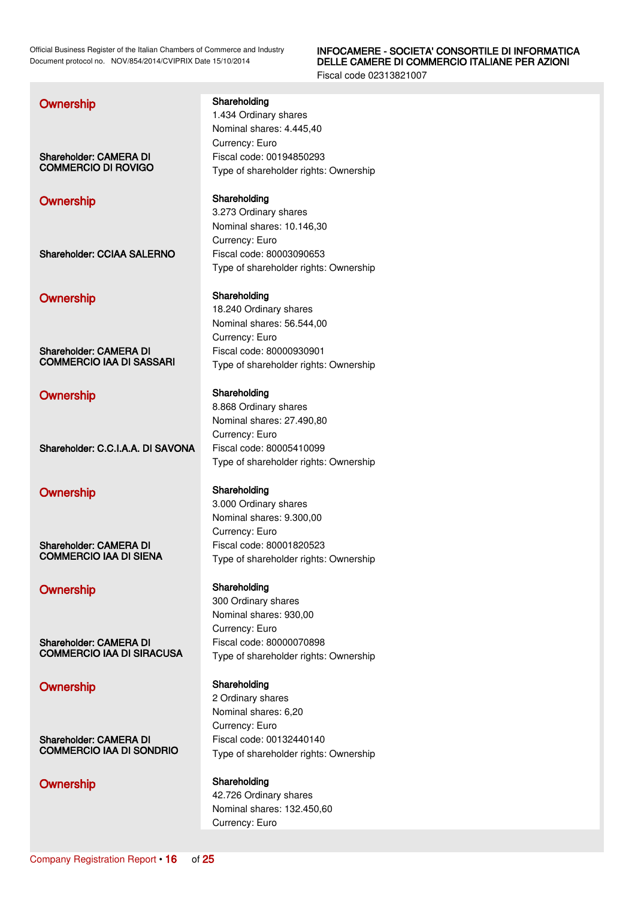## Ownership

**Shareholder: CAMERA DI COMMERCIO DI ROVIGO**

**Shareholding**
1.434 Ordinary shares
Nominal shares: 4.445,40
Currency: Euro
Fiscal code: 00194850293
Type of shareholder rights: Ownership

## Ownership

**Shareholder: CCIAA SALERNO**

**Shareholding**
3.273 Ordinary shares
Nominal shares: 10.146,30
Currency: Euro
Fiscal code: 80003090653
Type of shareholder rights: Ownership

## Ownership

**Shareholder: CAMERA DI COMMERCIO IAA DI SASSARI**

**Shareholding**
18.240 Ordinary shares
Nominal shares: 56.544,00
Currency: Euro
Fiscal code: 80000930901
Type of shareholder rights: Ownership

## Ownership

**Shareholder: C.C.I.A.A. DI SAVONA**

**Shareholding**
8.868 Ordinary shares
Nominal shares: 27.490,80
Currency: Euro
Fiscal code: 80005410099
Type of shareholder rights: Ownership

## Ownership

**Shareholder: CAMERA DI COMMERCIO IAA DI SIENA**

**Shareholding**
3.000 Ordinary shares
Nominal shares: 9.300,00
Currency: Euro
Fiscal code: 80001820523
Type of shareholder rights: Ownership

## Ownership

**Shareholder: CAMERA DI COMMERCIO IAA DI SIRACUSA**

**Shareholding**
300 Ordinary shares
Nominal shares: 930,00
Currency: Euro
Fiscal code: 80000070898
Type of shareholder rights: Ownership

## Ownership

**Shareholder: CAMERA DI COMMERCIO IAA DI SONDRIO**

**Shareholding**
2 Ordinary shares
Nominal shares: 6,20
Currency: Euro
Fiscal code: 00132440140
Type of shareholder rights: Ownership

## Ownership

**Shareholding**
42.726 Ordinary shares
Nominal shares: 132.450,60
Currency: Euro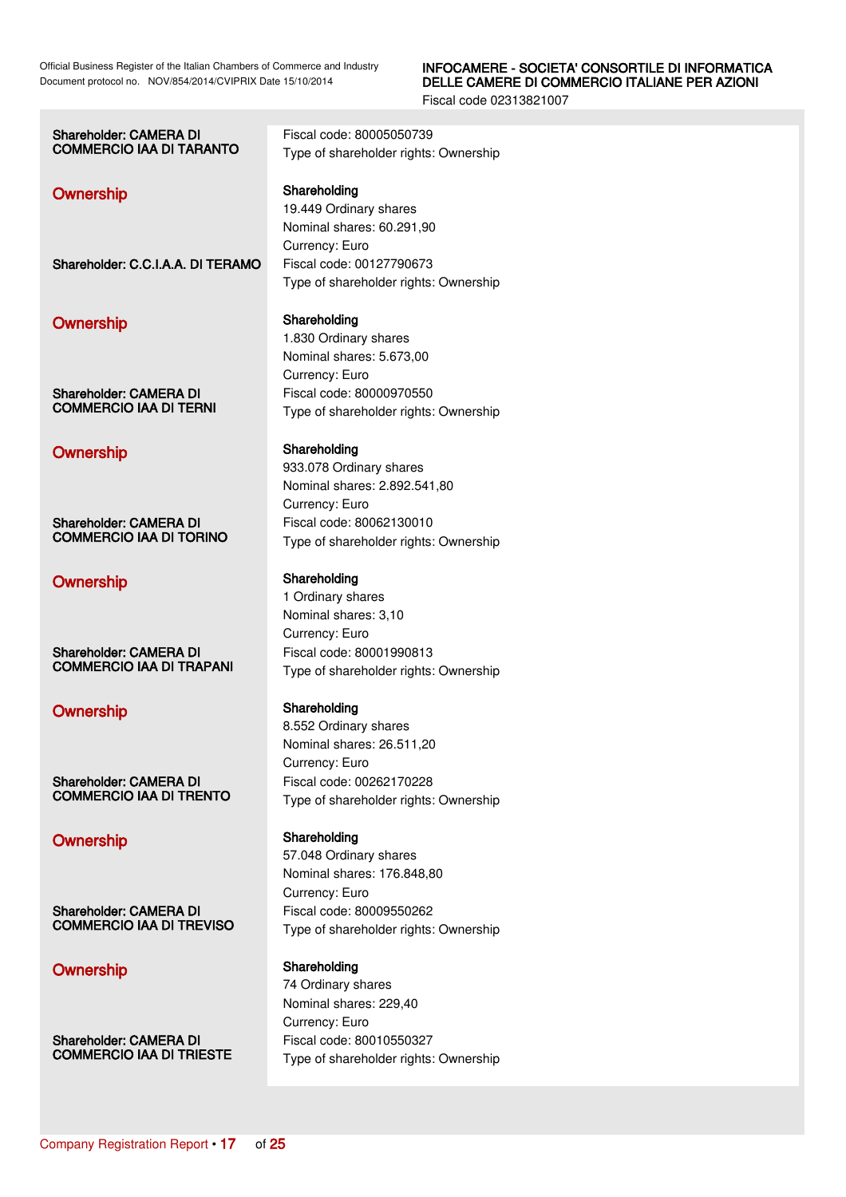**Shareholder: CAMERA DI COMMERCIO IAA DI TARANTO**

Fiscal code: 80005050739
Type of shareholder rights: Ownership

**Ownership**

**Shareholding**
19.449 Ordinary shares
Nominal shares: 60.291,90
Currency: Euro

**Shareholder: C.C.I.A.A. DI TERAMO**

Fiscal code: 00127790673
Type of shareholder rights: Ownership

**Ownership**

**Shareholding**
1.830 Ordinary shares
Nominal shares: 5.673,00
Currency: Euro

**Shareholder: CAMERA DI COMMERCIO IAA DI TERNI**

Fiscal code: 80000970550
Type of shareholder rights: Ownership

**Ownership**

**Shareholding**
933.078 Ordinary shares
Nominal shares: 2.892.541,80
Currency: Euro

**Shareholder: CAMERA DI COMMERCIO IAA DI TORINO**

Fiscal code: 80062130010
Type of shareholder rights: Ownership

**Ownership**

**Shareholding**
1 Ordinary shares
Nominal shares: 3,10
Currency: Euro

**Shareholder: CAMERA DI COMMERCIO IAA DI TRAPANI**

Fiscal code: 80001990813
Type of shareholder rights: Ownership

**Ownership**

**Shareholding**
8.552 Ordinary shares
Nominal shares: 26.511,20
Currency: Euro

**Shareholder: CAMERA DI COMMERCIO IAA DI TRENTO**

Fiscal code: 00262170228
Type of shareholder rights: Ownership

**Ownership**

**Shareholding**
57.048 Ordinary shares
Nominal shares: 176.848,80
Currency: Euro

**Shareholder: CAMERA DI COMMERCIO IAA DI TREVISO**

Fiscal code: 80009550262
Type of shareholder rights: Ownership

**Ownership**

**Shareholding**
74 Ordinary shares
Nominal shares: 229,40
Currency: Euro

**Shareholder: CAMERA DI COMMERCIO IAA DI TRIESTE**

Fiscal code: 80010550327
Type of shareholder rights: Ownership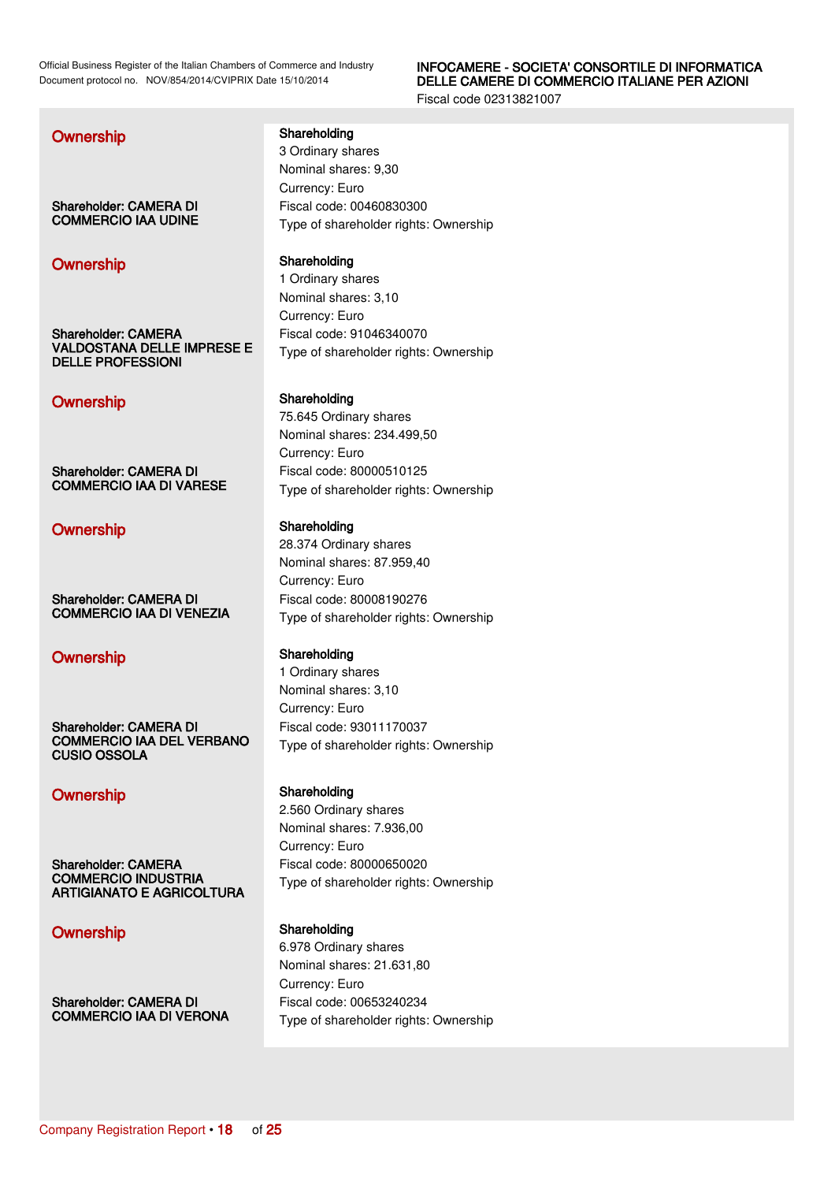### Ownership

**Shareholder: CAMERA DI COMMERCIO IAA UDINE**

**Shareholding**
3 Ordinary shares
Nominal shares: 9,30
Currency: Euro
Fiscal code: 00460830300
Type of shareholder rights: Ownership

### Ownership

**Shareholder: CAMERA VALDOSTANA DELLE IMPRESE E DELLE PROFESSIONI**

**Shareholding**
1 Ordinary shares
Nominal shares: 3,10
Currency: Euro
Fiscal code: 91046340070
Type of shareholder rights: Ownership

### Ownership

**Shareholder: CAMERA DI COMMERCIO IAA DI VARESE**

**Shareholding**
75.645 Ordinary shares
Nominal shares: 234.499,50
Currency: Euro
Fiscal code: 80000510125
Type of shareholder rights: Ownership

### Ownership

**Shareholder: CAMERA DI COMMERCIO IAA DI VENEZIA**

**Shareholding**
28.374 Ordinary shares
Nominal shares: 87.959,40
Currency: Euro
Fiscal code: 80008190276
Type of shareholder rights: Ownership

### Ownership

**Shareholder: CAMERA DI COMMERCIO IAA DEL VERBANO CUSIO OSSOLA**

**Shareholding**
1 Ordinary shares
Nominal shares: 3,10
Currency: Euro
Fiscal code: 93011170037
Type of shareholder rights: Ownership

### Ownership

**Shareholder: CAMERA COMMERCIO INDUSTRIA ARTIGIANATO E AGRICOLTURA**

**Shareholding**
2.560 Ordinary shares
Nominal shares: 7.936,00
Currency: Euro
Fiscal code: 80000650020
Type of shareholder rights: Ownership

### Ownership

**Shareholder: CAMERA DI COMMERCIO IAA DI VERONA**

**Shareholding**
6.978 Ordinary shares
Nominal shares: 21.631,80
Currency: Euro
Fiscal code: 00653240234
Type of shareholder rights: Ownership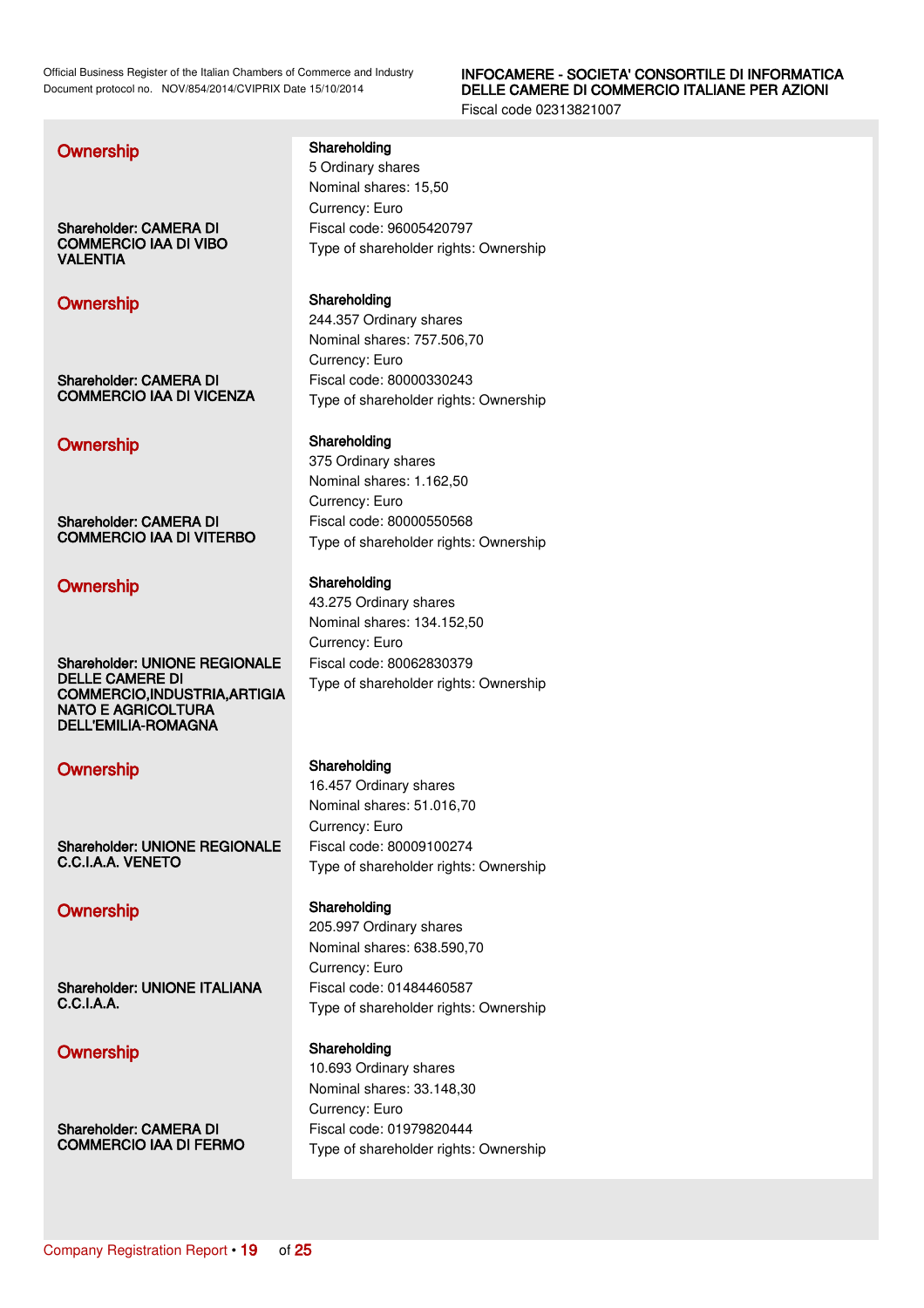### Ownership

**Shareholder: CAMERA DI COMMERCIO IAA DI VIBO VALENTIA**

**Shareholding**
5 Ordinary shares
Nominal shares: 15,50
Currency: Euro
Fiscal code: 96005420797
Type of shareholder rights: Ownership

### Ownership

**Shareholder: CAMERA DI COMMERCIO IAA DI VICENZA**

**Shareholding**
244.357 Ordinary shares
Nominal shares: 757.506,70
Currency: Euro
Fiscal code: 80000330243
Type of shareholder rights: Ownership

### Ownership

**Shareholder: CAMERA DI COMMERCIO IAA DI VITERBO**

**Shareholding**
375 Ordinary shares
Nominal shares: 1.162,50
Currency: Euro
Fiscal code: 80000550568
Type of shareholder rights: Ownership

### Ownership

**Shareholder: UNIONE REGIONALE DELLE CAMERE DI COMMERCIO,INDUSTRIA,ARTIGIANATO E AGRICOLTURA DELL'EMILIA-ROMAGNA**

**Shareholding**
43.275 Ordinary shares
Nominal shares: 134.152,50
Currency: Euro
Fiscal code: 80062830379
Type of shareholder rights: Ownership

### Ownership

**Shareholder: UNIONE REGIONALE C.C.I.A.A. VENETO**

**Shareholding**
16.457 Ordinary shares
Nominal shares: 51.016,70
Currency: Euro
Fiscal code: 80009100274
Type of shareholder rights: Ownership

### Ownership

**Shareholder: UNIONE ITALIANA C.C.I.A.A.**

**Shareholding**
205.997 Ordinary shares
Nominal shares: 638.590,70
Currency: Euro
Fiscal code: 01484460587
Type of shareholder rights: Ownership

### Ownership

**Shareholder: CAMERA DI COMMERCIO IAA DI FERMO**

**Shareholding**
10.693 Ordinary shares
Nominal shares: 33.148,30
Currency: Euro
Fiscal code: 01979820444
Type of shareholder rights: Ownership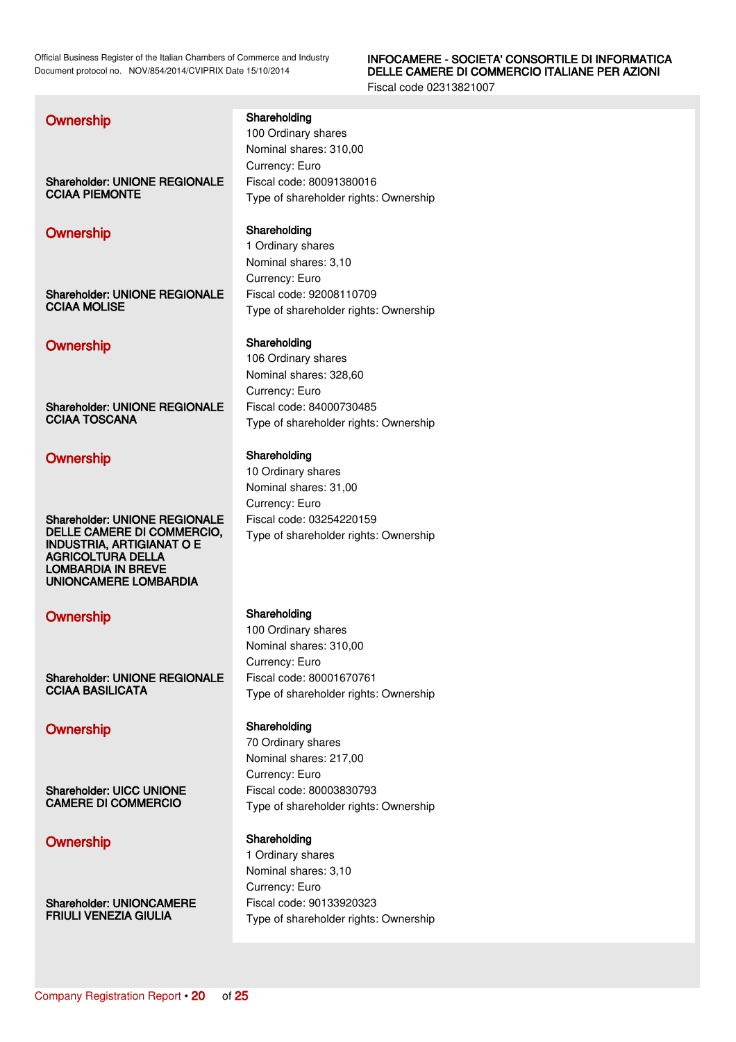### Ownership

**Shareholder: UNIONE REGIONALE CCIAA PIEMONTE**

**Shareholding**
100 Ordinary shares
Nominal shares: 310,00
Currency: Euro
Fiscal code: 80091380016
Type of shareholder rights: Ownership

### Ownership

**Shareholder: UNIONE REGIONALE CCIAA MOLISE**

**Shareholding**
1 Ordinary shares
Nominal shares: 3,10
Currency: Euro
Fiscal code: 92008110709
Type of shareholder rights: Ownership

### Ownership

**Shareholder: UNIONE REGIONALE CCIAA TOSCANA**

**Shareholding**
106 Ordinary shares
Nominal shares: 328,60
Currency: Euro
Fiscal code: 84000730485
Type of shareholder rights: Ownership

### Ownership

**Shareholder: UNIONE REGIONALE DELLE CAMERE DI COMMERCIO, INDUSTRIA, ARTIGIANAT O E AGRICOLTURA DELLA LOMBARDIA IN BREVE UNIONCAMERE LOMBARDIA**

**Shareholding**
10 Ordinary shares
Nominal shares: 31,00
Currency: Euro
Fiscal code: 03254220159
Type of shareholder rights: Ownership

### Ownership

**Shareholder: UNIONE REGIONALE CCIAA BASILICATA**

**Shareholding**
100 Ordinary shares
Nominal shares: 310,00
Currency: Euro
Fiscal code: 80001670761
Type of shareholder rights: Ownership

### Ownership

**Shareholder: UICC UNIONE CAMERE DI COMMERCIO**

**Shareholding**
70 Ordinary shares
Nominal shares: 217,00
Currency: Euro
Fiscal code: 80003830793
Type of shareholder rights: Ownership

### Ownership

**Shareholder: UNIONCAMERE FRIULI VENEZIA GIULIA**

**Shareholding**
1 Ordinary shares
Nominal shares: 3,10
Currency: Euro
Fiscal code: 90133920323
Type of shareholder rights: Ownership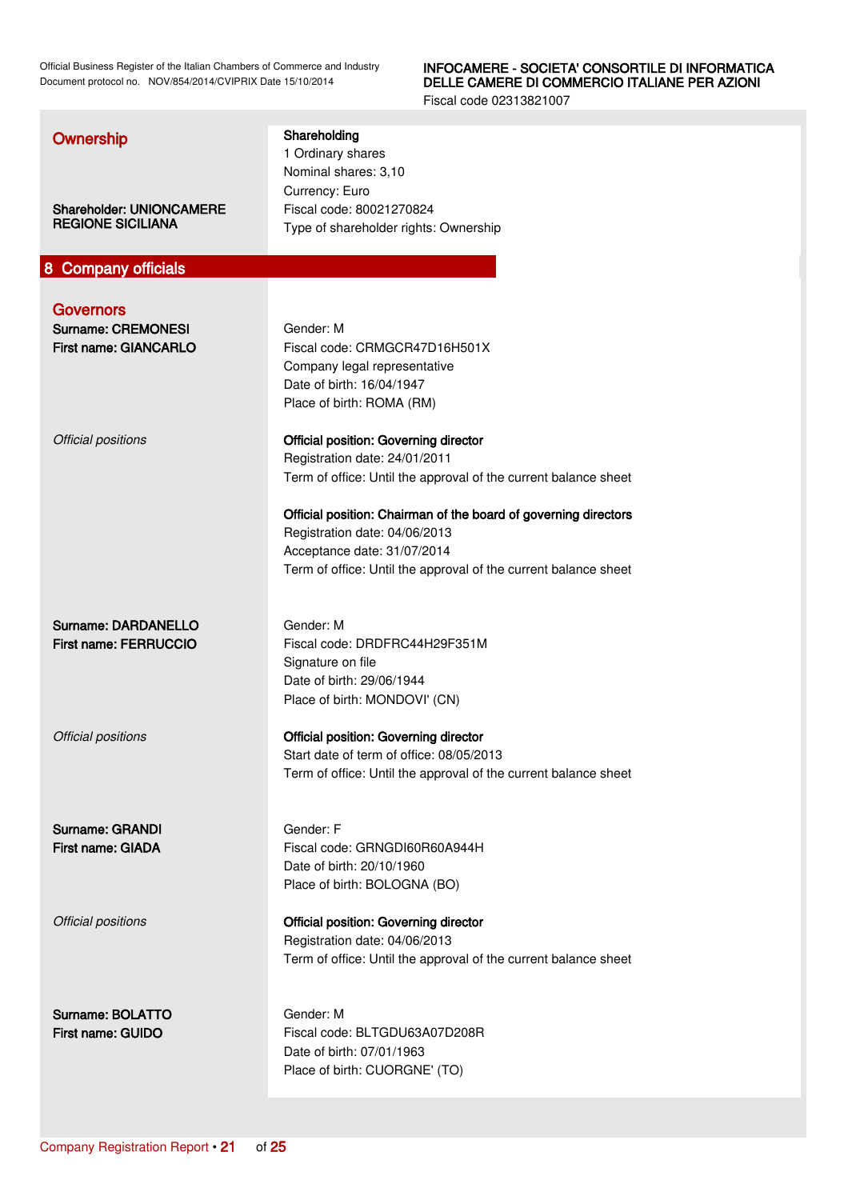## Ownership

**Shareholder: UNIONCAMERE REGIONE SICILIANA**

**Shareholding**
1 Ordinary shares
Nominal shares: 3,10
Currency: Euro
Fiscal code: 80021270824
Type of shareholder rights: Ownership

# 8 Company officials

## Governors

**Surname: CREMONESI**
**First name: GIANCARLO**

Gender: M
Fiscal code: CRMGCR47D16H501X
Company legal representative
Date of birth: 16/04/1947
Place of birth: ROMA (RM)

*Official positions*

**Official position: Governing director**
Registration date: 24/01/2011
Term of office: Until the approval of the current balance sheet

**Official position: Chairman of the board of governing directors**
Registration date: 04/06/2013
Acceptance date: 31/07/2014
Term of office: Until the approval of the current balance sheet

**Surname: DARDANELLO**
**First name: FERRUCCIO**

Gender: M
Fiscal code: DRDFRC44H29F351M
Signature on file
Date of birth: 29/06/1944
Place of birth: MONDOVI' (CN)

*Official positions*

**Official position: Governing director**
Start date of term of office: 08/05/2013
Term of office: Until the approval of the current balance sheet

**Surname: GRANDI**
**First name: GIADA**

Gender: F
Fiscal code: GRNGDI60R60A944H
Date of birth: 20/10/1960
Place of birth: BOLOGNA (BO)

*Official positions*

**Official position: Governing director**
Registration date: 04/06/2013
Term of office: Until the approval of the current balance sheet

**Surname: BOLATTO**
**First name: GUIDO**

Gender: M
Fiscal code: BLTGDU63A07D208R
Date of birth: 07/01/1963
Place of birth: CUORGNE' (TO)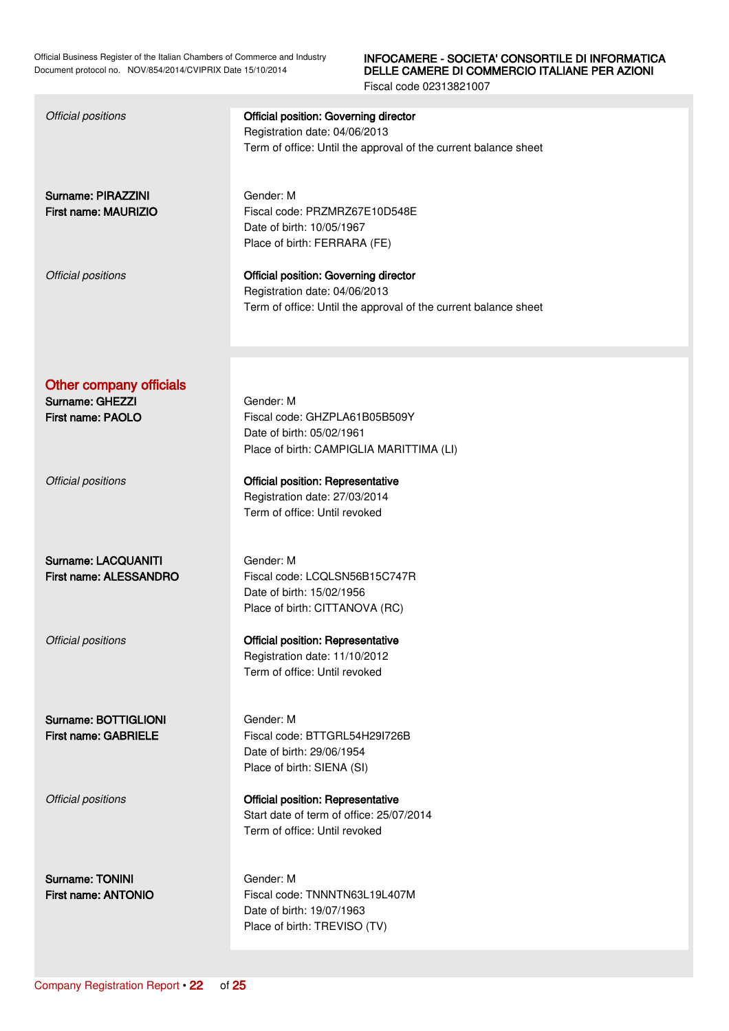| | |
|---|---|
| *Official positions* | **Official position: Governing director**<br>Registration date: 04/06/2013<br>Term of office: Until the approval of the current balance sheet |
| **Surname: PIRAZZINI**<br>**First name: MAURIZIO** | Gender: M<br>Fiscal code: PRZMRZ67E10D548E<br>Date of birth: 10/05/1967<br>Place of birth: FERRARA (FE) |
| *Official positions* | **Official position: Governing director**<br>Registration date: 04/06/2013<br>Term of office: Until the approval of the current balance sheet |

## Other company officials

| | |
|---|---|
| **Surname: GHEZZI**<br>**First name: PAOLO** | Gender: M<br>Fiscal code: GHZPLA61B05B509Y<br>Date of birth: 05/02/1961<br>Place of birth: CAMPIGLIA MARITTIMA (LI) |
| *Official positions* | **Official position: Representative**<br>Registration date: 27/03/2014<br>Term of office: Until revoked |
| **Surname: LACQUANITI**<br>**First name: ALESSANDRO** | Gender: M<br>Fiscal code: LCQLSN56B15C747R<br>Date of birth: 15/02/1956<br>Place of birth: CITTANOVA (RC) |
| *Official positions* | **Official position: Representative**<br>Registration date: 11/10/2012<br>Term of office: Until revoked |
| **Surname: BOTTIGLIONI**<br>**First name: GABRIELE** | Gender: M<br>Fiscal code: BTTGRL54H29I726B<br>Date of birth: 29/06/1954<br>Place of birth: SIENA (SI) |
| *Official positions* | **Official position: Representative**<br>Start date of term of office: 25/07/2014<br>Term of office: Until revoked |
| **Surname: TONINI**<br>**First name: ANTONIO** | Gender: M<br>Fiscal code: TNNNTN63L19L407M<br>Date of birth: 19/07/1963<br>Place of birth: TREVISO (TV) |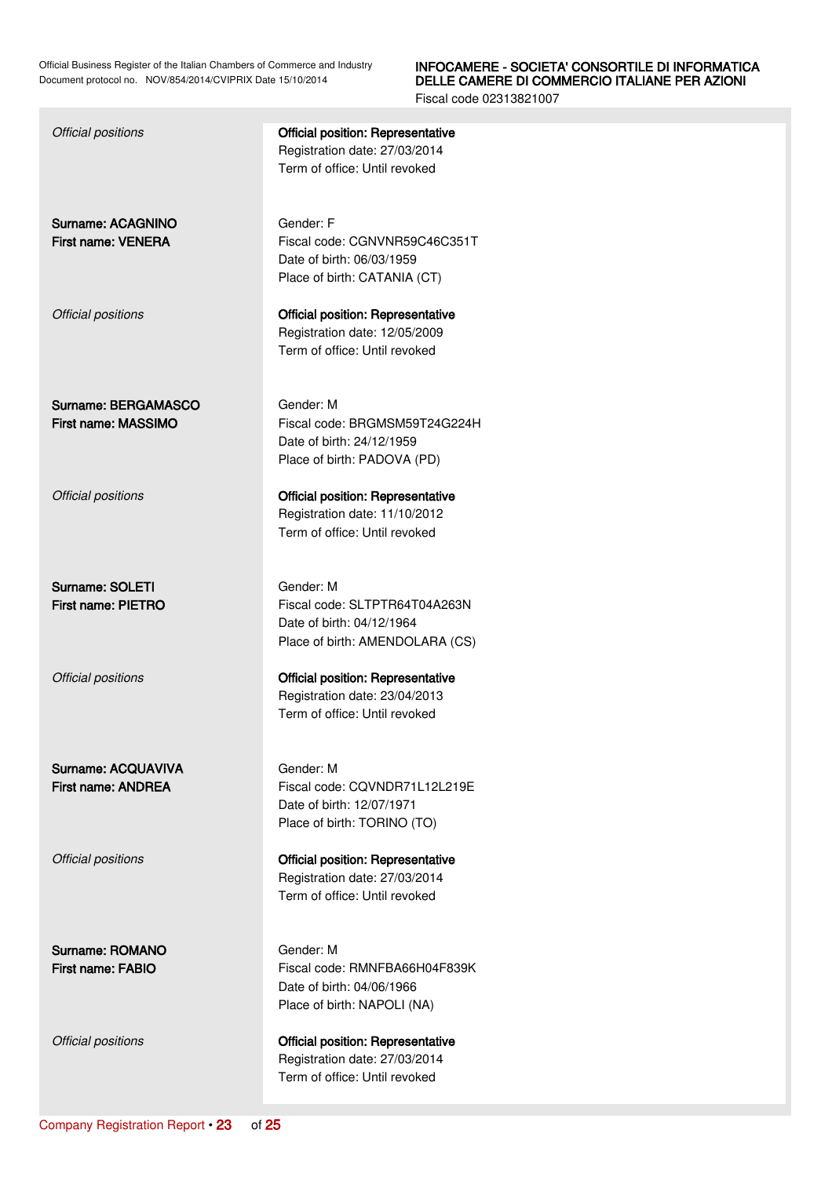| | |
|---|---|
| *Official positions* | **Official position: Representative**<br>Registration date: 27/03/2014<br>Term of office: Until revoked |
| **Surname: ACAGNINO**<br>**First name: VENERA** | Gender: F<br>Fiscal code: CGNVNR59C46C351T<br>Date of birth: 06/03/1959<br>Place of birth: CATANIA (CT) |
| *Official positions* | **Official position: Representative**<br>Registration date: 12/05/2009<br>Term of office: Until revoked |
| **Surname: BERGAMASCO**<br>**First name: MASSIMO** | Gender: M<br>Fiscal code: BRGMSM59T24G224H<br>Date of birth: 24/12/1959<br>Place of birth: PADOVA (PD) |
| *Official positions* | **Official position: Representative**<br>Registration date: 11/10/2012<br>Term of office: Until revoked |
| **Surname: SOLETI**<br>**First name: PIETRO** | Gender: M<br>Fiscal code: SLTPTR64T04A263N<br>Date of birth: 04/12/1964<br>Place of birth: AMENDOLARA (CS) |
| *Official positions* | **Official position: Representative**<br>Registration date: 23/04/2013<br>Term of office: Until revoked |
| **Surname: ACQUAVIVA**<br>**First name: ANDREA** | Gender: M<br>Fiscal code: CQVNDR71L12L219E<br>Date of birth: 12/07/1971<br>Place of birth: TORINO (TO) |
| *Official positions* | **Official position: Representative**<br>Registration date: 27/03/2014<br>Term of office: Until revoked |
| **Surname: ROMANO**<br>**First name: FABIO** | Gender: M<br>Fiscal code: RMNFBA66H04F839K<br>Date of birth: 04/06/1966<br>Place of birth: NAPOLI (NA) |
| *Official positions* | **Official position: Representative**<br>Registration date: 27/03/2014<br>Term of office: Until revoked |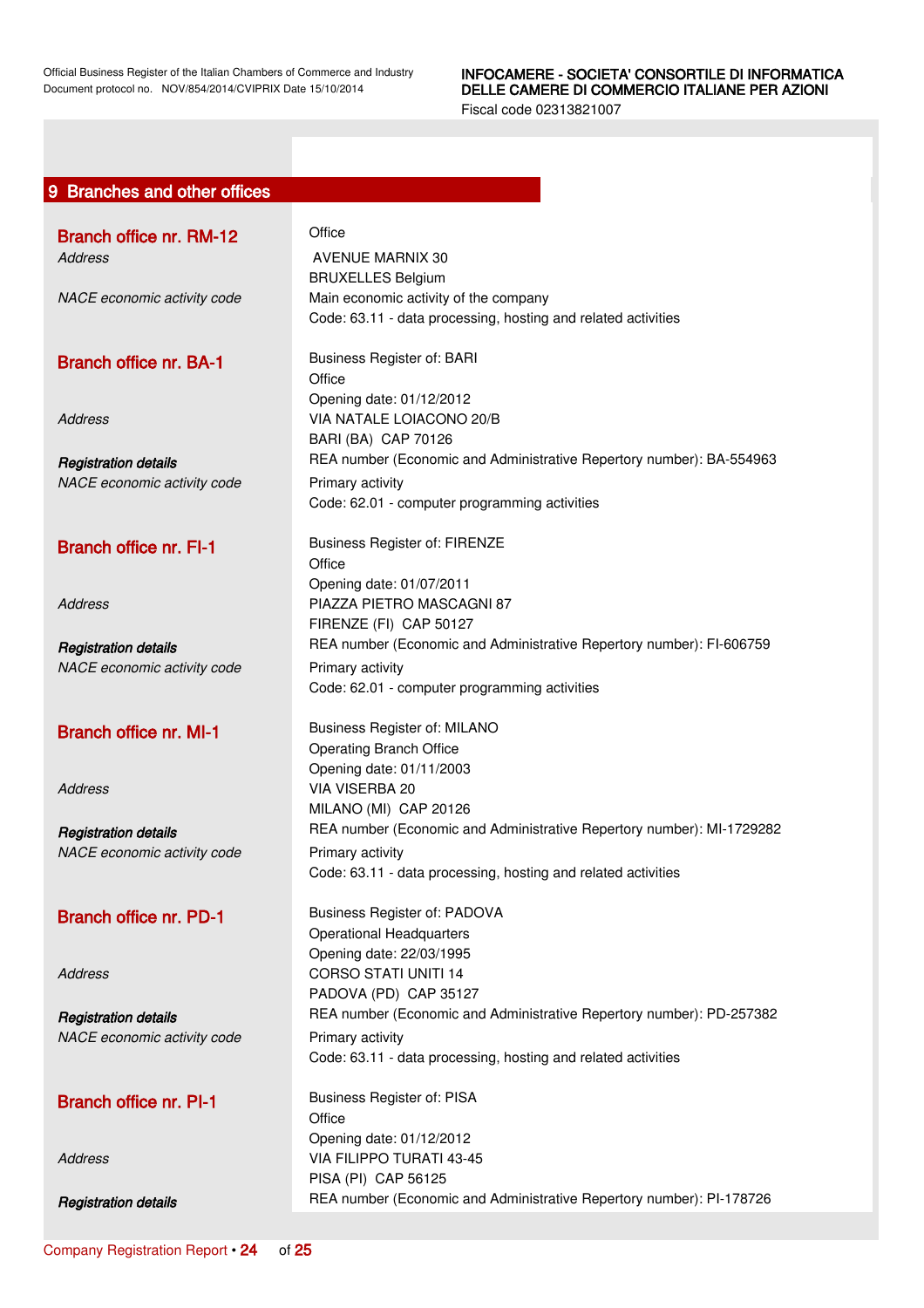## 9 Branches and other offices

**Branch office nr. RM-12**

Office

*Address*

AVENUE MARNIX 30
BRUXELLES Belgium

*NACE economic activity code*

Main economic activity of the company
Code: 63.11 - data processing, hosting and related activities

**Branch office nr. BA-1**

Business Register of: BARI
Office
Opening date: 01/12/2012

*Address*

VIA NATALE LOIACONO 20/B
BARI (BA) CAP 70126

***Registration details***

REA number (Economic and Administrative Repertory number): BA-554963

*NACE economic activity code*

Primary activity
Code: 62.01 - computer programming activities

**Branch office nr. FI-1**

Business Register of: FIRENZE
Office
Opening date: 01/07/2011

*Address*

PIAZZA PIETRO MASCAGNI 87
FIRENZE (FI) CAP 50127

***Registration details***

REA number (Economic and Administrative Repertory number): FI-606759

*NACE economic activity code*

Primary activity
Code: 62.01 - computer programming activities

**Branch office nr. MI-1**

Business Register of: MILANO
Operating Branch Office
Opening date: 01/11/2003

*Address*

VIA VISERBA 20
MILANO (MI) CAP 20126

***Registration details***

REA number (Economic and Administrative Repertory number): MI-1729282

*NACE economic activity code*

Primary activity
Code: 63.11 - data processing, hosting and related activities

**Branch office nr. PD-1**

Business Register of: PADOVA
Operational Headquarters
Opening date: 22/03/1995

*Address*

CORSO STATI UNITI 14
PADOVA (PD) CAP 35127

***Registration details***

REA number (Economic and Administrative Repertory number): PD-257382

*NACE economic activity code*

Primary activity
Code: 63.11 - data processing, hosting and related activities

**Branch office nr. PI-1**

Business Register of: PISA
Office
Opening date: 01/12/2012

*Address*

VIA FILIPPO TURATI 43-45
PISA (PI) CAP 56125

***Registration details***

REA number (Economic and Administrative Repertory number): PI-178726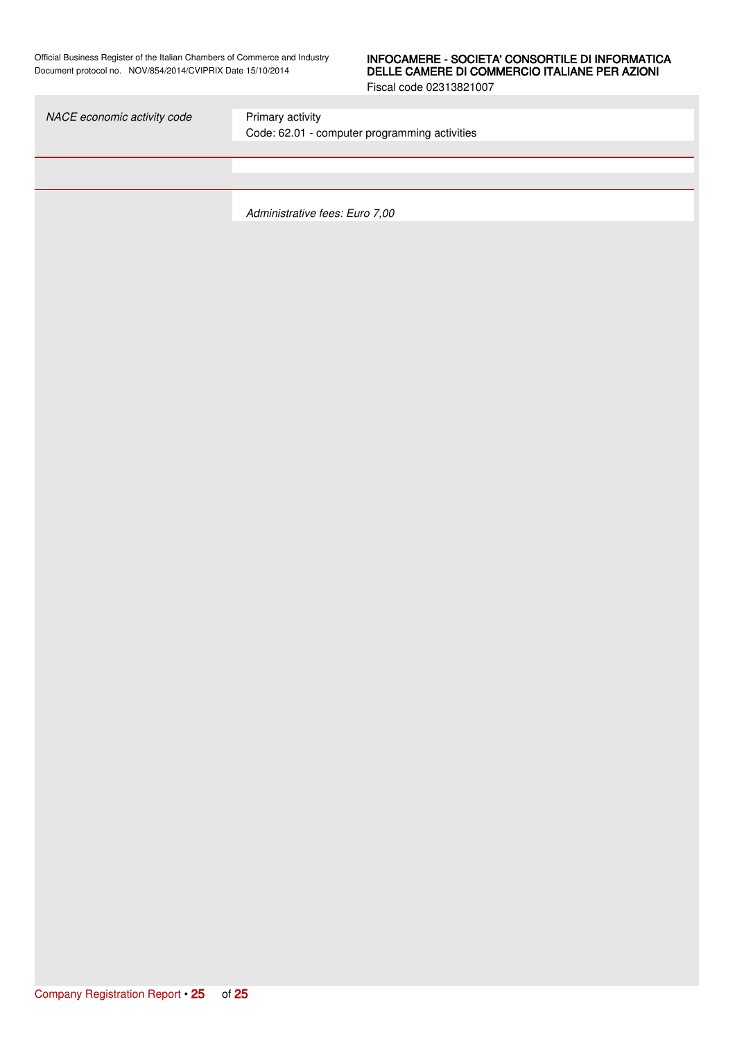| | |
|---|---|
| *NACE economic activity code* | Primary activity<br>Code: 62.01 - computer programming activities |

*Administrative fees: Euro 7,00*